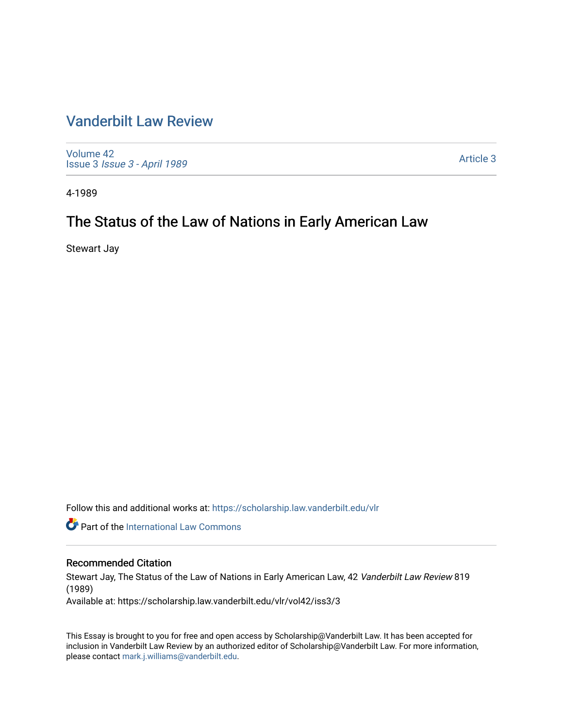# Vanderbilt Law Review

Volume 42
Issue 3 *Issue 3 - April 1989*

Article 3

4-1989

## The Status of the Law of Nations in Early American Law

Stewart Jay

Follow this and additional works at: https://scholarship.law.vanderbilt.edu/vlr

Part of the International Law Commons

### Recommended Citation

Stewart Jay, The Status of the Law of Nations in Early American Law, 42 *Vanderbilt Law Review* 819 (1989)
Available at: https://scholarship.law.vanderbilt.edu/vlr/vol42/iss3/3

This Essay is brought to you for free and open access by Scholarship@Vanderbilt Law. It has been accepted for inclusion in Vanderbilt Law Review by an authorized editor of Scholarship@Vanderbilt Law. For more information, please contact mark.j.williams@vanderbilt.edu.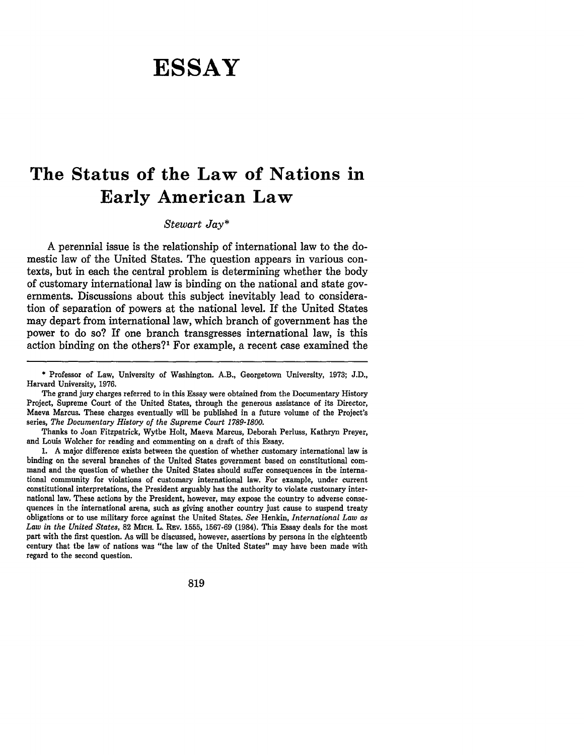# ESSAY

## The Status of the Law of Nations in Early American Law

*Stewart Jay**

A perennial issue is the relationship of international law to the domestic law of the United States. The question appears in various contexts, but in each the central problem is determining whether the body of customary international law is binding on the national and state governments. Discussions about this subject inevitably lead to consideration of separation of powers at the national level. If the United States may depart from international law, which branch of government has the power to do so? If one branch transgresses international law, is this action binding on the others?[1] For example, a recent case examined the

---

\* Professor of Law, University of Washington. A.B., Georgetown University, 1973; J.D., Harvard University, 1976.

The grand jury charges referred to in this Essay were obtained from the Documentary History Project, Supreme Court of the United States, through the generous assistance of its Director, Maeva Marcus. These charges eventually will be published in a future volume of the Project's series, *The Documentary History of the Supreme Court 1789-1800.*

Thanks to Joan Fitzpatrick, Wytbe Holt, Maeva Marcus, Deborah Perluss, Kathryn Preyer, and Louis Wolcher for reading and commenting on a draft of this Essay.

1. A major difference exists between the question of whether customary international law is binding on the several branches of the United States government based on constitutional command and the question of whether the United States should suffer consequences in the international community for violations of customary international law. For example, under current constitutional interpretations, the President arguably has the authority to violate customary international law. These actions by the President, however, may expose the country to adverse consequences in the international arena, such as giving another country just cause to suspend treaty obligations or to use military force against the United States. *See* Henkin, *International Law as Law in the United States*, 82 MICH. L. REV. 1555, 1567-69 (1984). This Essay deals for the most part with the first question. As will be discussed, however, assertions by persons in the eighteenth century that the law of nations was "the law of the United States" may have been made with regard to the second question.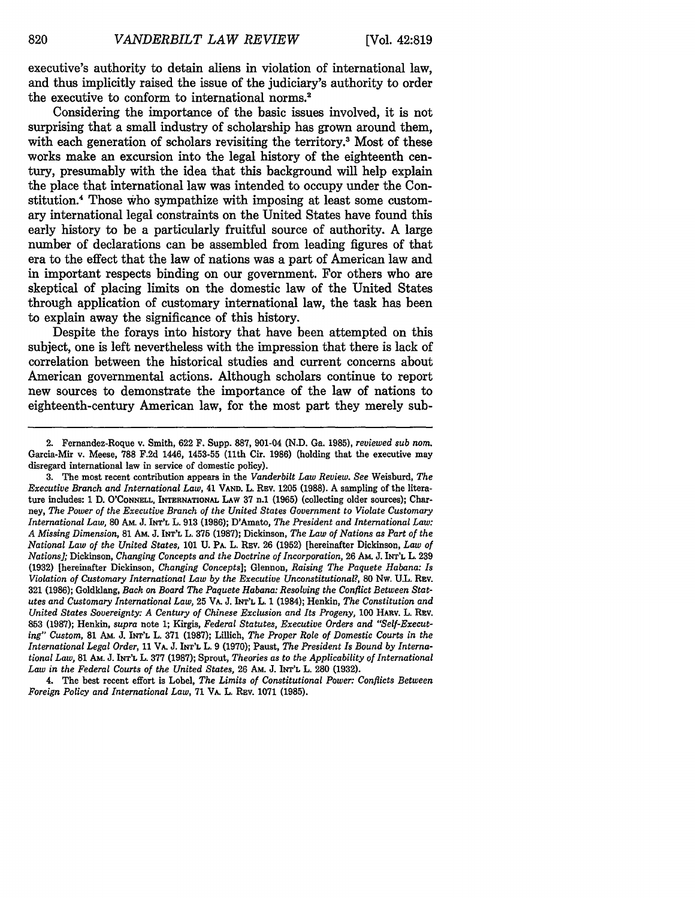executive's authority to detain aliens in violation of international law, and thus implicitly raised the issue of the judiciary's authority to order the executive to conform to international norms.[2]

Considering the importance of the basic issues involved, it is not surprising that a small industry of scholarship has grown around them, with each generation of scholars revisiting the territory.[3] Most of these works make an excursion into the legal history of the eighteenth century, presumably with the idea that this background will help explain the place that international law was intended to occupy under the Constitution.[4] Those who sympathize with imposing at least some customary international legal constraints on the United States have found this early history to be a particularly fruitful source of authority. A large number of declarations can be assembled from leading figures of that era to the effect that the law of nations was a part of American law and in important respects binding on our government. For others who are skeptical of placing limits on the domestic law of the United States through application of customary international law, the task has been to explain away the significance of this history.

Despite the forays into history that have been attempted on this subject, one is left nevertheless with the impression that there is lack of correlation between the historical studies and current concerns about American governmental actions. Although scholars continue to report new sources to demonstrate the importance of the law of nations to eighteenth-century American law, for the most part they merely sub-

---

2. Fernandez-Roque v. Smith, 622 F. Supp. 887, 901-04 (N.D. Ga. 1985), *reviewed sub nom.* Garcia-Mir v. Meese, 788 F.2d 1446, 1453-55 (11th Cir. 1986) (holding that the executive may disregard international law in service of domestic policy).

3. The most recent contribution appears in the *Vanderbilt Law Review*. *See* Weisburd, *The Executive Branch and International Law*, 41 VAND. L. REV. 1205 (1988). A sampling of the literature includes: 1 D. O'CONNELL, INTERNATIONAL LAW 37 n.1 (1965) (collecting older sources); Charney, *The Power of the Executive Branch of the United States Government to Violate Customary International Law*, 80 AM. J. INT'L L. 913 (1986); D'Amato, *The President and International Law: A Missing Dimension*, 81 AM. J. INT'L L. 375 (1987); Dickinson, *The Law of Nations as Part of the National Law of the United States*, 101 U. PA. L. REV. 26 (1952) [hereinafter Dickinson, *Law of Nations*]; Dickinson, *Changing Concepts and the Doctrine of Incorporation*, 26 AM. J. INT'L L. 239 (1932) [hereinafter Dickinson, *Changing Concepts*]; Glennon, *Raising The Paquete Habana: Is Violation of Customary International Law by the Executive Unconstitutional?*, 80 NW. U.L. REV. 321 (1986); Goldklang, *Back on Board The Paquete Habana: Resolving the Conflict Between Statutes and Customary International Law*, 25 VA. J. INT'L L. 1 (1984); Henkin, *The Constitution and United States Sovereignty: A Century of Chinese Exclusion and Its Progeny*, 100 HARV. L. REV. 853 (1987); Henkin, *supra* note 1; Kirgis, *Federal Statutes, Executive Orders and "Self-Executing" Custom*, 81 AM. J. INT'L L. 371 (1987); Lillich, *The Proper Role of Domestic Courts in the International Legal Order*, 11 VA. J. INT'L L. 9 (1970); Paust, *The President Is Bound by International Law*, 81 AM. J. INT'L L. 377 (1987); Sprout, *Theories as to the Applicability of International Law in the Federal Courts of the United States*, 26 AM. J. INT'L L. 280 (1932).

4. The best recent effort is Lobel, *The Limits of Constitutional Power: Conflicts Between Foreign Policy and International Law*, 71 VA. L. REV. 1071 (1985).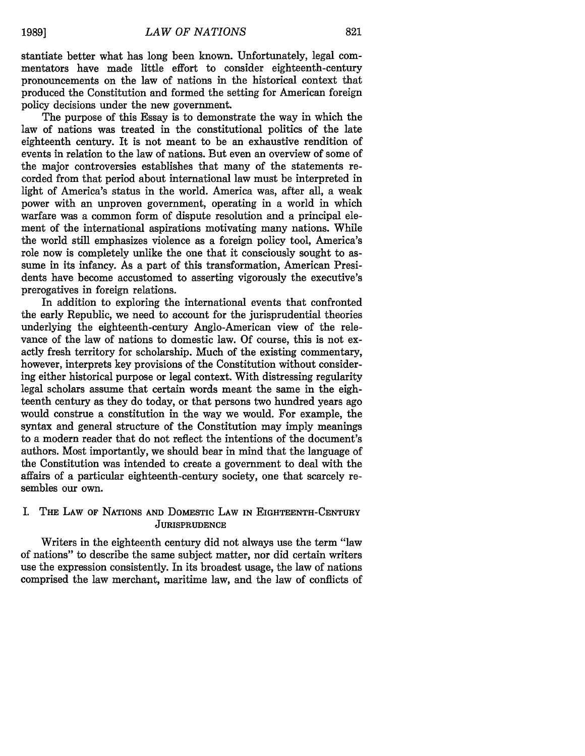stantiate better what has long been known. Unfortunately, legal commentators have made little effort to consider eighteenth-century pronouncements on the law of nations in the historical context that produced the Constitution and formed the setting for American foreign policy decisions under the new government.

The purpose of this Essay is to demonstrate the way in which the law of nations was treated in the constitutional politics of the late eighteenth century. It is not meant to be an exhaustive rendition of events in relation to the law of nations. But even an overview of some of the major controversies establishes that many of the statements recorded from that period about international law must be interpreted in light of America's status in the world. America was, after all, a weak power with an unproven government, operating in a world in which warfare was a common form of dispute resolution and a principal element of the international aspirations motivating many nations. While the world still emphasizes violence as a foreign policy tool, America's role now is completely unlike the one that it consciously sought to assume in its infancy. As a part of this transformation, American Presidents have become accustomed to asserting vigorously the executive's prerogatives in foreign relations.

In addition to exploring the international events that confronted the early Republic, we need to account for the jurisprudential theories underlying the eighteenth-century Anglo-American view of the relevance of the law of nations to domestic law. Of course, this is not exactly fresh territory for scholarship. Much of the existing commentary, however, interprets key provisions of the Constitution without considering either historical purpose or legal context. With distressing regularity legal scholars assume that certain words meant the same in the eighteenth century as they do today, or that persons two hundred years ago would construe a constitution in the way we would. For example, the syntax and general structure of the Constitution may imply meanings to a modern reader that do not reflect the intentions of the document's authors. Most importantly, we should bear in mind that the language of the Constitution was intended to create a government to deal with the affairs of a particular eighteenth-century society, one that scarcely resembles our own.

## I. The Law of Nations and Domestic Law in Eighteenth-Century Jurisprudence

Writers in the eighteenth century did not always use the term "law of nations" to describe the same subject matter, nor did certain writers use the expression consistently. In its broadest usage, the law of nations comprised the law merchant, maritime law, and the law of conflicts of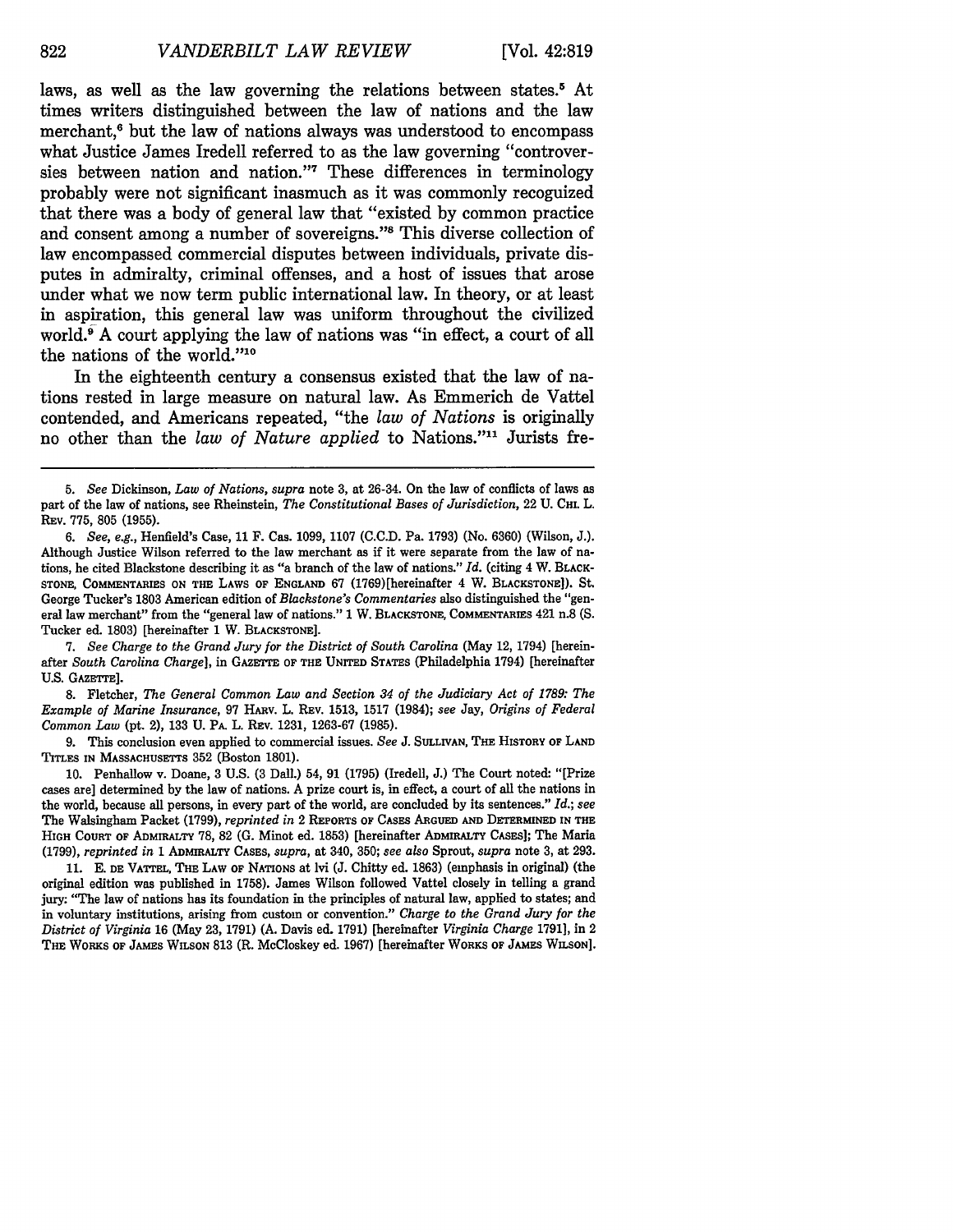laws, as well as the law governing the relations between states.[5] At times writers distinguished between the law of nations and the law merchant,[6] but the law of nations always was understood to encompass what Justice James Iredell referred to as the law governing "controversies between nation and nation."[7] These differences in terminology probably were not significant inasmuch as it was commonly recognized that there was a body of general law that "existed by common practice and consent among a number of sovereigns."[8] This diverse collection of law encompassed commercial disputes between individuals, private disputes in admiralty, criminal offenses, and a host of issues that arose under what we now term public international law. In theory, or at least in aspiration, this general law was uniform throughout the civilized world.[9] A court applying the law of nations was "in effect, a court of all the nations of the world."[10]

In the eighteenth century a consensus existed that the law of nations rested in large measure on natural law. As Emmerich de Vattel contended, and Americans repeated, "the *law of Nations* is originally no other than the *law of Nature applied* to Nations."[11] Jurists fre-

---

5. *See* Dickinson, *Law of Nations*, *supra* note 3, at 26-34. On the law of conflicts of laws as part of the law of nations, see Rheinstein, *The Constitutional Bases of Jurisdiction*, 22 U. CHI. L. REV. 775, 805 (1955).

6. *See, e.g.*, Henfield's Case, 11 F. Cas. 1099, 1107 (C.C.D. Pa. 1793) (No. 6360) (Wilson, J.). Although Justice Wilson referred to the law merchant as if it were separate from the law of nations, he cited Blackstone describing it as "a branch of the law of nations." *Id.* (citing 4 W. BLACKSTONE, COMMENTARIES ON THE LAWS OF ENGLAND 67 (1769)[hereinafter 4 W. BLACKSTONE]). St. George Tucker's 1803 American edition of *Blackstone's Commentaries* also distinguished the "general law merchant" from the "general law of nations." 1 W. BLACKSTONE, COMMENTARIES 421 n.8 (S. Tucker ed. 1803) [hereinafter 1 W. BLACKSTONE].

7. *See Charge to the Grand Jury for the District of South Carolina* (May 12, 1794) [hereinafter *South Carolina Charge*], in GAZETTE OF THE UNITED STATES (Philadelphia 1794) [hereinafter U.S. GAZETTE].

8. Fletcher, *The General Common Law and Section 34 of the Judiciary Act of 1789: The Example of Marine Insurance*, 97 HARV. L. REV. 1513, 1517 (1984); *see* Jay, *Origins of Federal Common Law* (pt. 2), 133 U. PA. L. REV. 1231, 1263-67 (1985).

9. This conclusion even applied to commercial issues. *See* J. SULLIVAN, THE HISTORY OF LAND TITLES IN MASSACHUSETTS 352 (Boston 1801).

10. Penhallow v. Doane, 3 U.S. (3 Dall.) 54, 91 (1795) (Iredell, J.) The Court noted: "[Prize cases are] determined by the law of nations. A prize court is, in effect, a court of all the nations in the world, because all persons, in every part of the world, are concluded by its sentences." *Id.*; *see* The Walsingham Packet (1799), *reprinted in* 2 REPORTS OF CASES ARGUED AND DETERMINED IN THE HIGH COURT OF ADMIRALTY 78, 82 (G. Minot ed. 1853) [hereinafter ADMIRALTY CASES]; The Maria (1799), *reprinted in* 1 ADMIRALTY CASES, *supra*, at 340, 350; *see also* Sprout, *supra* note 3, at 293.

11. E. DE VATTEL, THE LAW OF NATIONS at lvi (J. Chitty ed. 1863) (emphasis in original) (the original edition was published in 1758). James Wilson followed Vattel closely in telling a grand jury: "The law of nations has its foundation in the principles of natural law, applied to states; and in voluntary institutions, arising from custom or convention." *Charge to the Grand Jury for the District of Virginia* 16 (May 23, 1791) (A. Davis ed. 1791) [hereinafter *Virginia Charge* 1791], in 2 THE WORKS OF JAMES WILSON 813 (R. McCloskey ed. 1967) [hereinafter WORKS OF JAMES WILSON].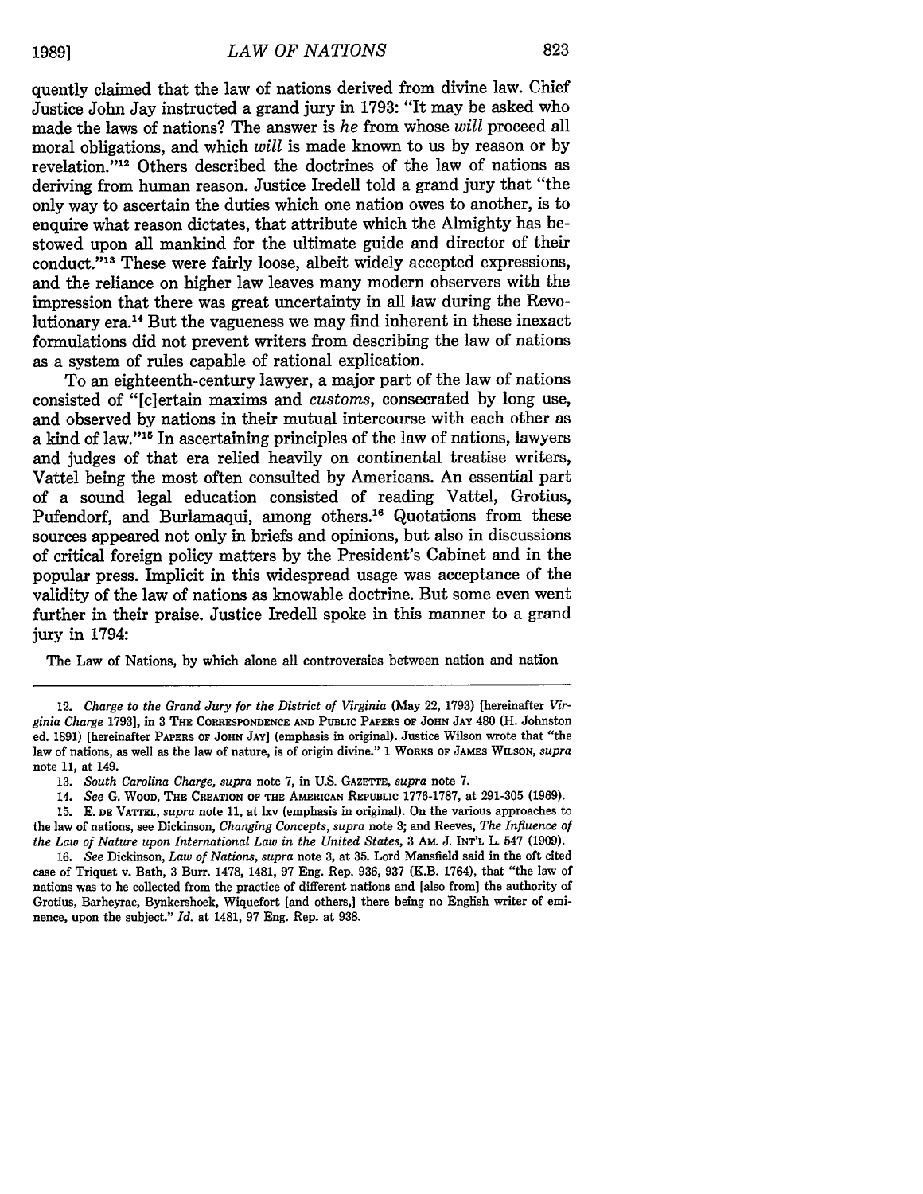quently claimed that the law of nations derived from divine law. Chief Justice John Jay instructed a grand jury in 1793: "It may be asked who made the laws of nations? The answer is *he* from whose *will* proceed all moral obligations, and which *will* is made known to us by reason or by revelation."[12] Others described the doctrines of the law of nations as deriving from human reason. Justice Iredell told a grand jury that "the only way to ascertain the duties which one nation owes to another, is to enquire what reason dictates, that attribute which the Almighty has bestowed upon all mankind for the ultimate guide and director of their conduct."[13] These were fairly loose, albeit widely accepted expressions, and the reliance on higher law leaves many modern observers with the impression that there was great uncertainty in all law during the Revolutionary era.[14] But the vagueness we may find inherent in these inexact formulations did not prevent writers from describing the law of nations as a system of rules capable of rational explication.

To an eighteenth-century lawyer, a major part of the law of nations consisted of "[c]ertain maxims and *customs*, consecrated by long use, and observed by nations in their mutual intercourse with each other as a kind of law."[15] In ascertaining principles of the law of nations, lawyers and judges of that era relied heavily on continental treatise writers, Vattel being the most often consulted by Americans. An essential part of a sound legal education consisted of reading Vattel, Grotius, Pufendorf, and Burlamaqui, among others.[16] Quotations from these sources appeared not only in briefs and opinions, but also in discussions of critical foreign policy matters by the President's Cabinet and in the popular press. Implicit in this widespread usage was acceptance of the validity of the law of nations as knowable doctrine. But some even went further in their praise. Justice Iredell spoke in this manner to a grand jury in 1794:

> The Law of Nations, by which alone all controversies between nation and nation

---

12. *Charge to the Grand Jury for the District of Virginia* (May 22, 1793) [hereinafter *Virginia Charge* 1793], in 3 THE CORRESPONDENCE AND PUBLIC PAPERS OF JOHN JAY 480 (H. Johnston ed. 1891) [hereinafter PAPERS OF JOHN JAY] (emphasis in original). Justice Wilson wrote that "the law of nations, as well as the law of nature, is of origin divine." 1 WORKS OF JAMES WILSON, *supra* note 11, at 149.

13. *South Carolina Charge*, *supra* note 7, in U.S. GAZETTE, *supra* note 7.

14. *See* G. WOOD, THE CREATION OF THE AMERICAN REPUBLIC 1776-1787, at 291-305 (1969).

15. E. DE VATTEL, *supra* note 11, at lxv (emphasis in original). On the various approaches to the law of nations, see Dickinson, *Changing Concepts*, *supra* note 3; and Reeves, *The Influence of the Law of Nature upon International Law in the United States*, 3 AM. J. INT'L L. 547 (1909).

16. *See* Dickinson, *Law of Nations*, *supra* note 3, at 35. Lord Mansfield said in the oft cited case of Triquet v. Bath, 3 Burr. 1478, 1481, 97 Eng. Rep. 936, 937 (K.B. 1764), that "the law of nations was to be collected from the practice of different nations and [also from] the authority of Grotius, Barbeyrac, Bynkershoek, Wiquefort [and others,] there being no English writer of eminence, upon the subject." *Id.* at 1481, 97 Eng. Rep. at 938.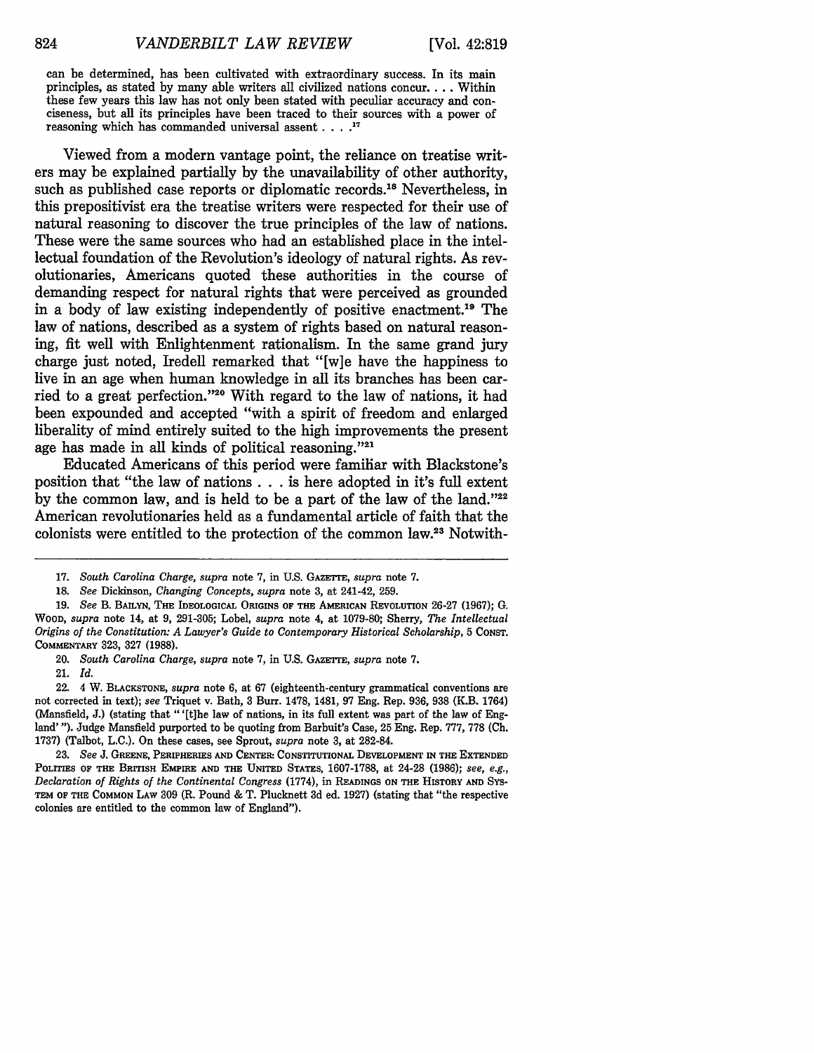can be determined, has been cultivated with extraordinary success. In its main principles, as stated by many able writers all civilized nations concur. . . . Within these few years this law has not only been stated with peculiar accuracy and conciseness, but all its principles have been traced to their sources with a power of reasoning which has commanded universal assent . . . .[17]

Viewed from a modern vantage point, the reliance on treatise writers may be explained partially by the unavailability of other authority, such as published case reports or diplomatic records.[18] Nevertheless, in this prepositivist era the treatise writers were respected for their use of natural reasoning to discover the true principles of the law of nations. These were the same sources who had an established place in the intellectual foundation of the Revolution's ideology of natural rights. As revolutionaries, Americans quoted these authorities in the course of demanding respect for natural rights that were perceived as grounded in a body of law existing independently of positive enactment.[19] The law of nations, described as a system of rights based on natural reasoning, fit well with Enlightenment rationalism. In the same grand jury charge just noted, Iredell remarked that "[w]e have the happiness to live in an age when human knowledge in all its branches has been carried to a great perfection."[20] With regard to the law of nations, it had been expounded and accepted "with a spirit of freedom and enlarged liberality of mind entirely suited to the high improvements the present age has made in all kinds of political reasoning."[21]

Educated Americans of this period were familiar with Blackstone's position that "the law of nations . . . is here adopted in it's full extent by the common law, and is held to be a part of the law of the land."[22] American revolutionaries held as a fundamental article of faith that the colonists were entitled to the protection of the common law.[23] Notwith-

---

17. *South Carolina Charge*, *supra* note 7, in U.S. GAZETTE, *supra* note 7.

18. *See* Dickinson, *Changing Concepts*, *supra* note 3, at 241-42, 259.

19. *See* B. BAILYN, THE IDEOLOGICAL ORIGINS OF THE AMERICAN REVOLUTION 26-27 (1967); G. WOOD, *supra* note 14, at 9, 291-305; Lobel, *supra* note 4, at 1079-80; Sherry, *The Intellectual Origins of the Constitution: A Lawyer's Guide to Contemporary Historical Scholarship*, 5 CONST. COMMENTARY 323, 327 (1988).

20. *South Carolina Charge*, *supra* note 7, in U.S. GAZETTE, *supra* note 7.

21. *Id.*

22. 4 W. BLACKSTONE, *supra* note 6, at 67 (eighteenth-century grammatical conventions are not corrected in text); *see* Triquet v. Bath, 3 Burr. 1478, 1481, 97 Eng. Rep. 936, 938 (K.B. 1764) (Mansfield, J.) (stating that " '[t]he law of nations, in its full extent was part of the law of England' "). Judge Mansfield purported to be quoting from Barbuit's Case, 25 Eng. Rep. 777, 778 (Ch. 1737) (Talbot, L.C.). On these cases, see Sprout, *supra* note 3, at 282-84.

23. *See* J. GREENE, PERIPHERIES AND CENTER: CONSTITUTIONAL DEVELOPMENT IN THE EXTENDED POLITIES OF THE BRITISH EMPIRE AND THE UNITED STATES, 1607-1788, at 24-28 (1986); *see, e.g.*, *Declaration of Rights of the Continental Congress* (1774), in READINGS ON THE HISTORY AND SYSTEM OF THE COMMON LAW 309 (R. Pound & T. Plucknett 3d ed. 1927) (stating that "the respective colonies are entitled to the common law of England").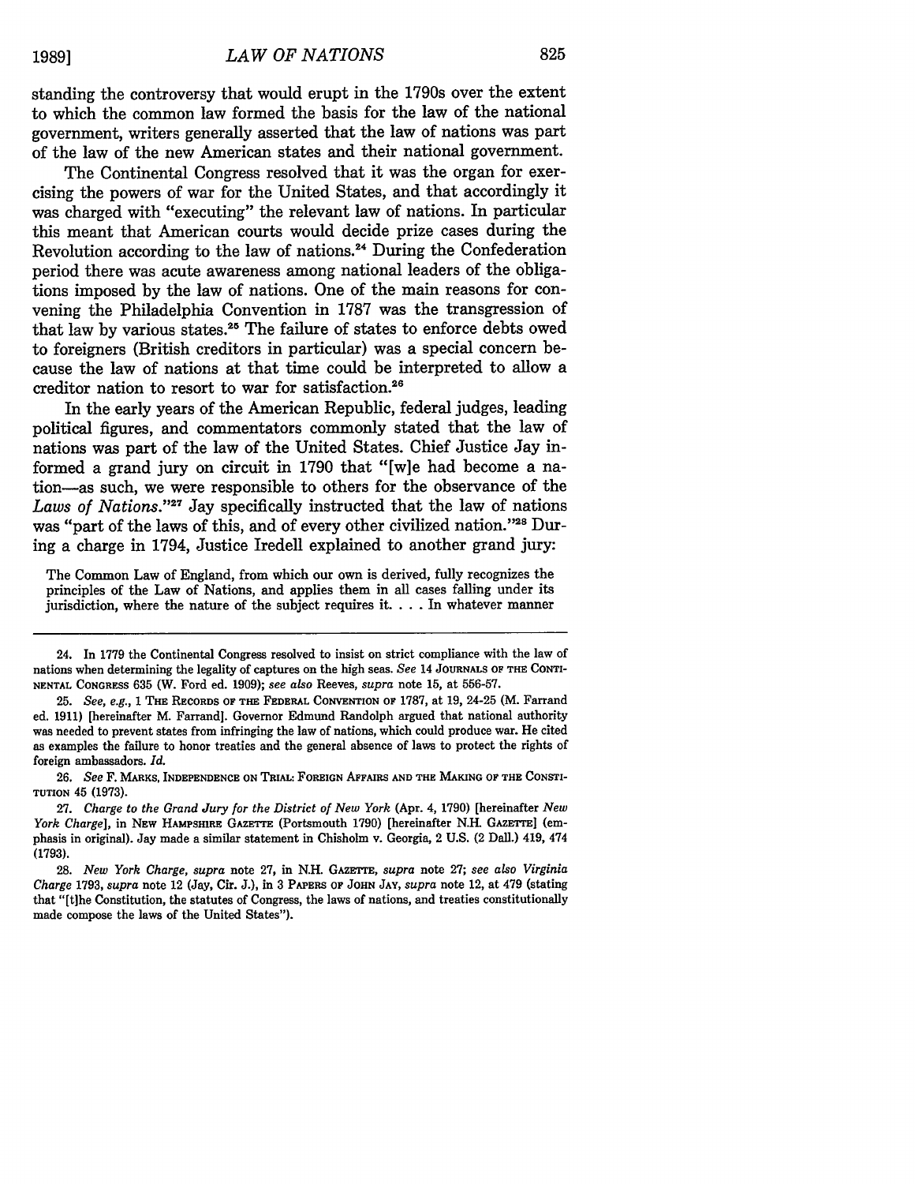standing the controversy that would erupt in the 1790s over the extent to which the common law formed the basis for the law of the national government, writers generally asserted that the law of nations was part of the law of the new American states and their national government.

The Continental Congress resolved that it was the organ for exercising the powers of war for the United States, and that accordingly it was charged with "executing" the relevant law of nations. In particular this meant that American courts would decide prize cases during the Revolution according to the law of nations.[24] During the Confederation period there was acute awareness among national leaders of the obligations imposed by the law of nations. One of the main reasons for convening the Philadelphia Convention in 1787 was the transgression of that law by various states.[25] The failure of states to enforce debts owed to foreigners (British creditors in particular) was a special concern because the law of nations at that time could be interpreted to allow a creditor nation to resort to war for satisfaction.[26]

In the early years of the American Republic, federal judges, leading political figures, and commentators commonly stated that the law of nations was part of the law of the United States. Chief Justice Jay informed a grand jury on circuit in 1790 that "[w]e had become a nation—as such, we were responsible to others for the observance of the *Laws of Nations*."[27] Jay specifically instructed that the law of nations was "part of the laws of this, and of every other civilized nation."[28] During a charge in 1794, Justice Iredell explained to another grand jury:

> The Common Law of England, from which our own is derived, fully recognizes the principles of the Law of Nations, and applies them in all cases falling under its jurisdiction, where the nature of the subject requires it. . . . In whatever manner

---

24. In 1779 the Continental Congress resolved to insist on strict compliance with the law of nations when determining the legality of captures on the high seas. *See* 14 JOURNALS OF THE CONTINENTAL CONGRESS 635 (W. Ford ed. 1909); *see also* Reeves, *supra* note 15, at 556-57.

25. *See, e.g.*, 1 THE RECORDS OF THE FEDERAL CONVENTION OF 1787, at 19, 24-25 (M. Farrand ed. 1911) [hereinafter M. Farrand]. Governor Edmund Randolph argued that national authority was needed to prevent states from infringing the law of nations, which could produce war. He cited as examples the failure to honor treaties and the general absence of laws to protect the rights of foreign ambassadors. *Id.*

26. *See* F. MARKS, INDEPENDENCE ON TRIAL: FOREIGN AFFAIRS AND THE MAKING OF THE CONSTITUTION 45 (1973).

27. *Charge to the Grand Jury for the District of New York* (Apr. 4, 1790) [hereinafter *New York Charge*], in NEW HAMPSHIRE GAZETTE (Portsmouth 1790) [hereinafter N.H. GAZETTE] (emphasis in original). Jay made a similar statement in Chisholm v. Georgia, 2 U.S. (2 Dall.) 419, 474 (1793).

28. *New York Charge*, *supra* note 27, in N.H. GAZETTE, *supra* note 27; *see also Virginia Charge 1793*, *supra* note 12 (Jay, Cir. J.), in 3 PAPERS OF JOHN JAY, *supra* note 12, at 479 (stating that "[t]he Constitution, the statutes of Congress, the laws of nations, and treaties constitutionally made compose the laws of the United States").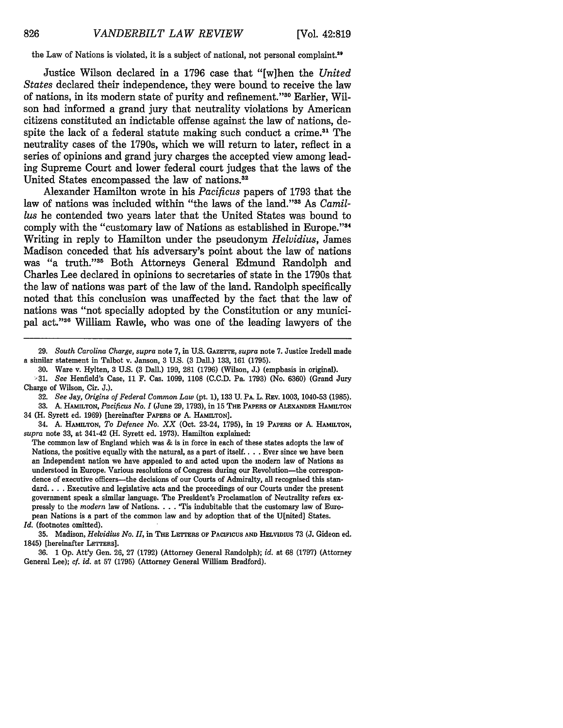the Law of Nations is violated, it is a subject of national, not personal complaint.[29]

Justice Wilson declared in a 1796 case that "[w]hen the *United States* declared their independence, they were bound to receive the law of nations, in its modern state of purity and refinement."[30] Earlier, Wilson had informed a grand jury that neutrality violations by American citizens constituted an indictable offense against the law of nations, despite the lack of a federal statute making such conduct a crime.[31] The neutrality cases of the 1790s, which we will return to later, reflect in a series of opinions and grand jury charges the accepted view among leading Supreme Court and lower federal court judges that the laws of the United States encompassed the law of nations.[32]

Alexander Hamilton wrote in his *Pacificus* papers of 1793 that the law of nations was included within "the laws of the land."[33] As *Camillus* he contended two years later that the United States was bound to comply with the "customary law of Nations as established in Europe."[34] Writing in reply to Hamilton under the pseudonym *Helvidius*, James Madison conceded that his adversary's point about the law of nations was "a truth."[35] Both Attorneys General Edmund Randolph and Charles Lee declared in opinions to secretaries of state in the 1790s that the law of nations was part of the law of the land. Randolph specifically noted that this conclusion was unaffected by the fact that the law of nations was "not specially adopted by the Constitution or any municipal act."[36] William Rawle, who was one of the leading lawyers of the

---

29. *South Carolina Charge*, *supra* note 7, in U.S. GAZETTE, *supra* note 7. Justice Iredell made a similar statement in Talbot v. Janson, 3 U.S. (3 Dall.) 133, 161 (1795).

30. Ware v. Hylten, 3 U.S. (3 Dall.) 199, 281 (1796) (Wilson, J.) (emphasis in original).

31. *See* Henfield's Case, 11 F. Cas. 1099, 1108 (C.C.D. Pa. 1793) (No. 6360) (Grand Jury Charge of Wilson, Cir. J.).

32. *See* Jay, *Origins of Federal Common Law* (pt. 1), 133 U. PA. L. REV. 1003, 1040-53 (1985).

33. A. HAMILTON, *Pacificus No. I* (June 29, 1793), in 15 THE PAPERS OF ALEXANDER HAMILTON 34 (H. Syrett ed. 1969) [hereinafter PAPERS OF A. HAMILTON].

34. A. HAMILTON, *To Defence No. XX* (Oct. 23-24, 1795), in 19 PAPERS OF A. HAMILTON, *supra* note 33, at 341-42 (H. Syrett ed. 1973). Hamilton explained:

> The common law of England which was & is in force in each of these states adopts the law of Nations, the positive equally with the natural, as a part of itself. . . . Ever since we have been an Independent nation we have appealed to and acted upon the modern law of Nations as understood in Europe. Various resolutions of Congress during our Revolution—the correspondence of executive officers—the decisions of our Courts of Admiralty, all recognised this standard. . . . Executive and legislative acts and the proceedings of our Courts under the present government speak a similar language. The President's Proclamation of Neutrality refers expressly to the *modern* law of Nations. . . . 'Tis indubitable that the customary law of European Nations is a part of the common law and by adoption that of the U[nited] States.

*Id.* (footnotes omitted).

35. Madison, *Helvidius No. II*, in THE LETTERS OF PACIFICUS AND HELVIDIUS 73 (J. Gideon ed. 1845) [hereinafter LETTERS].

36. 1 Op. Att'y Gen. 26, 27 (1792) (Attorney General Randolph); *id.* at 68 (1797) (Attorney General Lee); *cf. id.* at 57 (1795) (Attorney General William Bradford).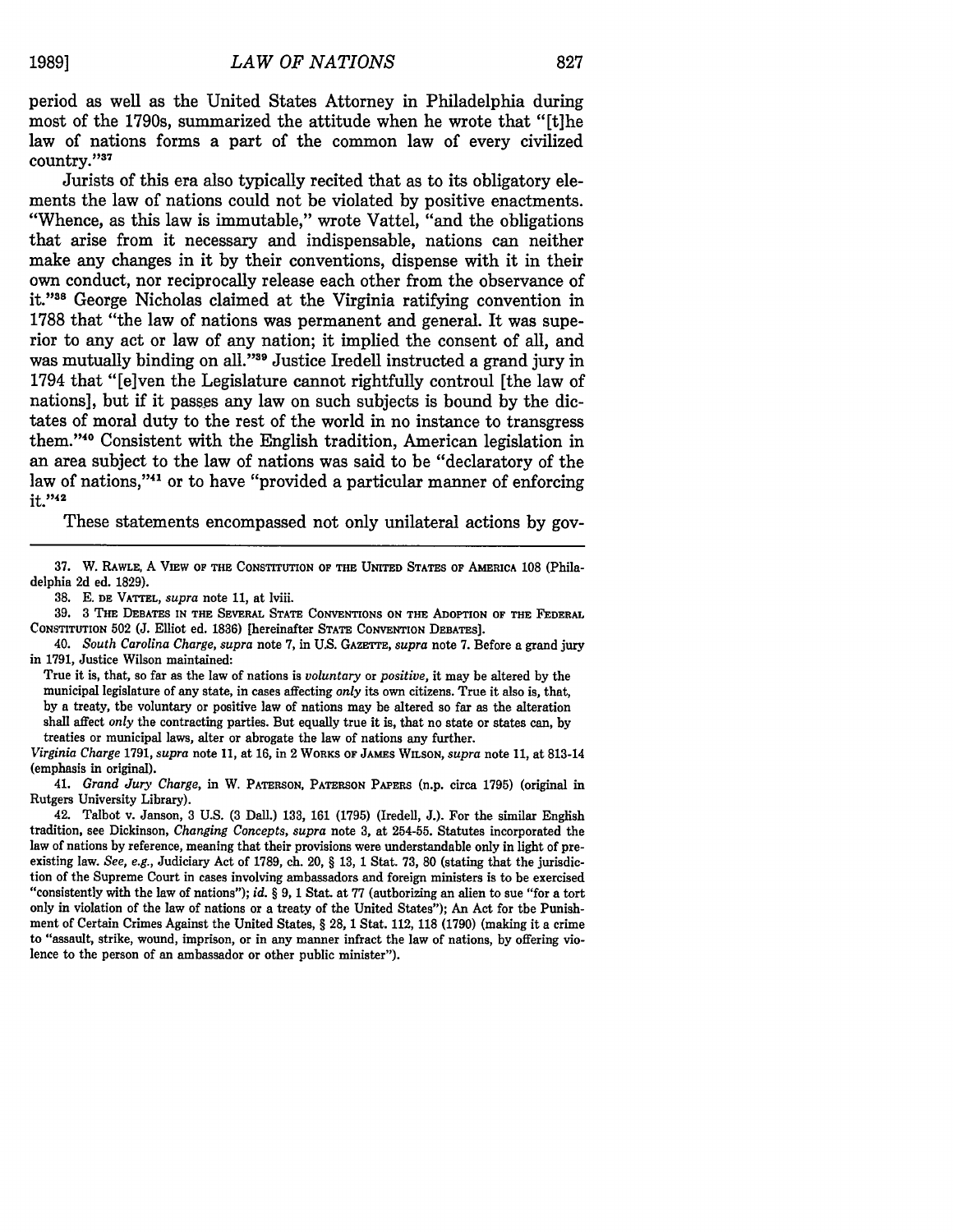period as well as the United States Attorney in Philadelphia during most of the 1790s, summarized the attitude when he wrote that "[t]he law of nations forms a part of the common law of every civilized country."[37]

Jurists of this era also typically recited that as to its obligatory elements the law of nations could not be violated by positive enactments. "Whence, as this law is immutable," wrote Vattel, "and the obligations that arise from it necessary and indispensable, nations can neither make any changes in it by their conventions, dispense with it in their own conduct, nor reciprocally release each other from the observance of it."[38] George Nicholas claimed at the Virginia ratifying convention in 1788 that "the law of nations was permanent and general. It was superior to any act or law of any nation; it implied the consent of all, and was mutually binding on all."[39] Justice Iredell instructed a grand jury in 1794 that "[e]ven the Legislature cannot rightfully controul [the law of nations], but if it passes any law on such subjects is bound by the dictates of moral duty to the rest of the world in no instance to transgress them."[40] Consistent with the English tradition, American legislation in an area subject to the law of nations was said to be "declaratory of the law of nations,"[41] or to have "provided a particular manner of enforcing it."[42]

These statements encompassed not only unilateral actions by gov-

---

37. W. RAWLE, A VIEW OF THE CONSTITUTION OF THE UNITED STATES OF AMERICA 108 (Philadelphia 2d ed. 1829).

38. E. DE VATTEL, *supra* note 11, at lviii.

39. 3 THE DEBATES IN THE SEVERAL STATE CONVENTIONS ON THE ADOPTION OF THE FEDERAL CONSTITUTION 502 (J. Elliot ed. 1836) [hereinafter STATE CONVENTION DEBATES].

40. *South Carolina Charge*, *supra* note 7, in U.S. GAZETTE, *supra* note 7. Before a grand jury in 1791, Justice Wilson maintained:

True it is, that, so far as the law of nations is *voluntary* or *positive*, it may be altered by the municipal legislature of any state, in cases affecting *only* its own citizens. True it also is, that, by a treaty, the voluntary or positive law of nations may be altered so far as the alteration shall affect *only* the contracting parties. But equally true it is, that no state or states can, by treaties or municipal laws, alter or abrogate the law of nations any further.

*Virginia Charge* 1791, *supra* note 11, at 16, in 2 WORKS OF JAMES WILSON, *supra* note 11, at 813-14 (emphasis in original).

41. *Grand Jury Charge*, in W. PATERSON, PATERSON PAPERS (n.p. circa 1795) (original in Rutgers University Library).

42. Talbot v. Janson, 3 U.S. (3 Dall.) 133, 161 (1795) (Iredell, J.). For the similar English tradition, see Dickinson, *Changing Concepts*, *supra* note 3, at 254-55. Statutes incorporated the law of nations by reference, meaning that their provisions were understandable only in light of preexisting law. *See, e.g.*, Judiciary Act of 1789, ch. 20, § 13, 1 Stat. 73, 80 (stating that the jurisdiction of the Supreme Court in cases involving ambassadors and foreign ministers is to be exercised "consistently with the law of nations"); *id.* § 9, 1 Stat. at 77 (authorizing an alien to sue "for a tort only in violation of the law of nations or a treaty of the United States"); An Act for the Punishment of Certain Crimes Against the United States, § 28, 1 Stat. 112, 118 (1790) (making it a crime to "assault, strike, wound, imprison, or in any manner infract the law of nations, by offering violence to the person of an ambassador or other public minister").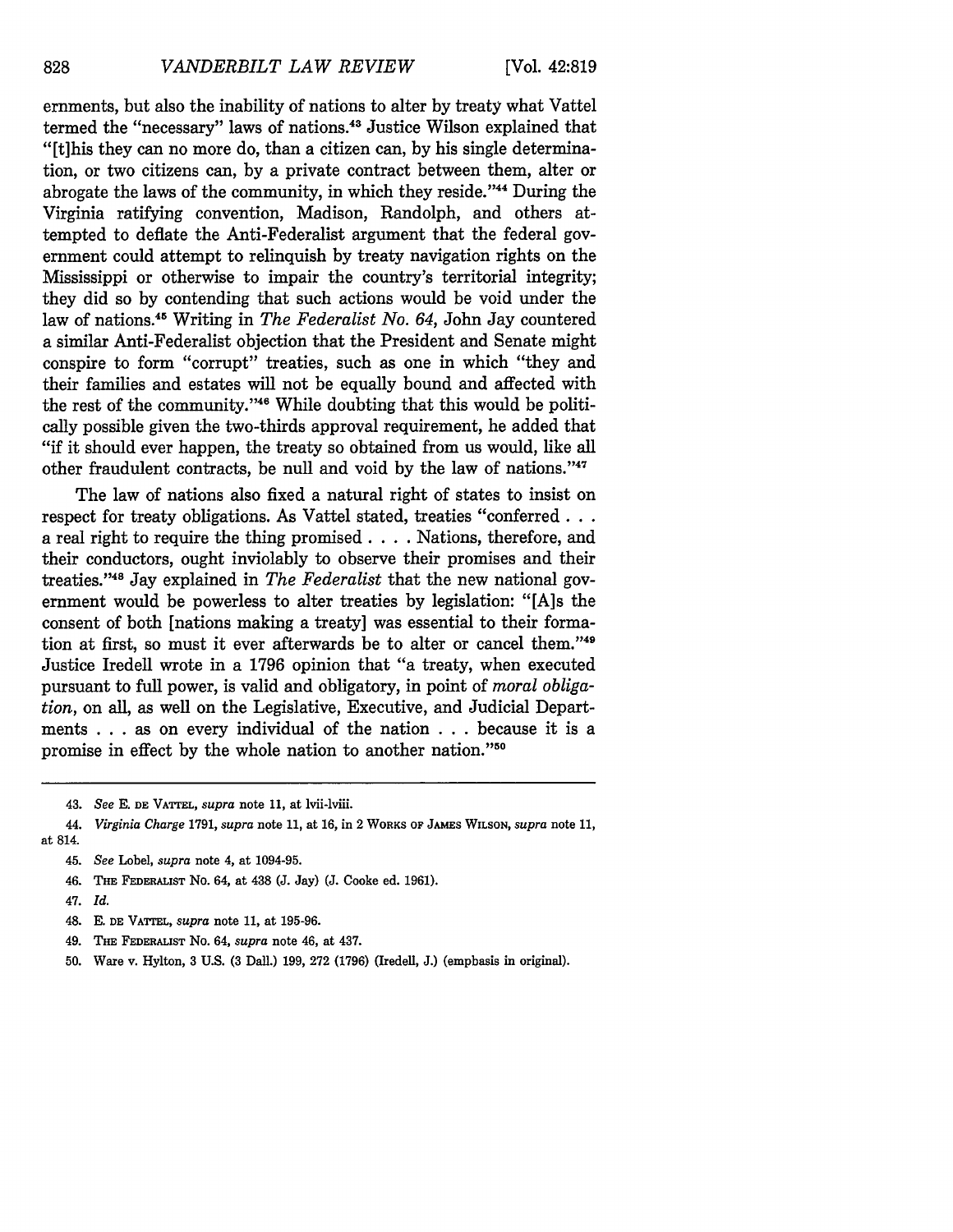ernments, but also the inability of nations to alter by treaty what Vattel termed the "necessary" laws of nations.[43] Justice Wilson explained that "[t]his they can no more do, than a citizen can, by his single determination, or two citizens can, by a private contract between them, alter or abrogate the laws of the community, in which they reside."[44] During the Virginia ratifying convention, Madison, Randolph, and others attempted to deflate the Anti-Federalist argument that the federal government could attempt to relinquish by treaty navigation rights on the Mississippi or otherwise to impair the country's territorial integrity; they did so by contending that such actions would be void under the law of nations.[45] Writing in *The Federalist No. 64*, John Jay countered a similar Anti-Federalist objection that the President and Senate might conspire to form "corrupt" treaties, such as one in which "they and their families and estates will not be equally bound and affected with the rest of the community."[46] While doubting that this would be politically possible given the two-thirds approval requirement, he added that "if it should ever happen, the treaty so obtained from us would, like all other fraudulent contracts, be null and void by the law of nations."[47]

The law of nations also fixed a natural right of states to insist on respect for treaty obligations. As Vattel stated, treaties "conferred . . . a real right to require the thing promised . . . . Nations, therefore, and their conductors, ought inviolably to observe their promises and their treaties."[48] Jay explained in *The Federalist* that the new national government would be powerless to alter treaties by legislation: "[A]s the consent of both [nations making a treaty] was essential to their formation at first, so must it ever afterwards be to alter or cancel them."[49] Justice Iredell wrote in a 1796 opinion that "a treaty, when executed pursuant to full power, is valid and obligatory, in point of *moral obligation*, on all, as well on the Legislative, Executive, and Judicial Departments . . . as on every individual of the nation . . . because it is a promise in effect by the whole nation to another nation."[50]

---

43. *See* E. DE VATTEL, *supra* note 11, at lvii-lviii.

44. *Virginia Charge* 1791, *supra* note 11, at 16, in 2 WORKS OF JAMES WILSON, *supra* note 11, at 814.

45. *See* Lobel, *supra* note 4, at 1094-95.

46. THE FEDERALIST No. 64, at 438 (J. Jay) (J. Cooke ed. 1961).

47. *Id.*

48. E. DE VATTEL, *supra* note 11, at 195-96.

49. THE FEDERALIST No. 64, *supra* note 46, at 437.

50. Ware v. Hylton, 3 U.S. (3 Dall.) 199, 272 (1796) (Iredell, J.) (emphasis in original).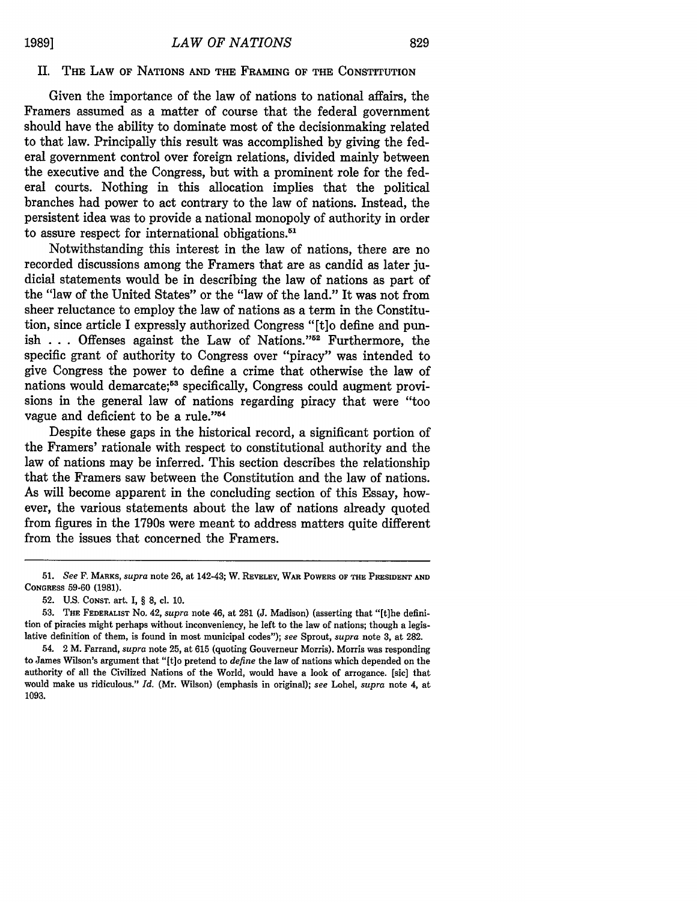## II. The Law of Nations and the Framing of the Constitution

Given the importance of the law of nations to national affairs, the Framers assumed as a matter of course that the federal government should have the ability to dominate most of the decisionmaking related to that law. Principally this result was accomplished by giving the federal government control over foreign relations, divided mainly between the executive and the Congress, but with a prominent role for the federal courts. Nothing in this allocation implies that the political branches had power to act contrary to the law of nations. Instead, the persistent idea was to provide a national monopoly of authority in order to assure respect for international obligations.[51]

Notwithstanding this interest in the law of nations, there are no recorded discussions among the Framers that are as candid as later judicial statements would be in describing the law of nations as part of the "law of the United States" or the "law of the land." It was not from sheer reluctance to employ the law of nations as a term in the Constitution, since article I expressly authorized Congress "[t]o define and punish . . . Offenses against the Law of Nations."[52] Furthermore, the specific grant of authority to Congress over "piracy" was intended to give Congress the power to define a crime that otherwise the law of nations would demarcate;[53] specifically, Congress could augment provisions in the general law of nations regarding piracy that were "too vague and deficient to be a rule."[54]

Despite these gaps in the historical record, a significant portion of the Framers' rationale with respect to constitutional authority and the law of nations may be inferred. This section describes the relationship that the Framers saw between the Constitution and the law of nations. As will become apparent in the concluding section of this Essay, however, the various statements about the law of nations already quoted from figures in the 1790s were meant to address matters quite different from the issues that concerned the Framers.

---

51. *See* F. Marks, *supra* note 26, at 142-43; W. Reveley, War Powers of the President and Congress 59-60 (1981).

52. U.S. Const. art. I, § 8, cl. 10.

53. The Federalist No. 42, *supra* note 46, at 281 (J. Madison) (asserting that "[t]he definition of piracies might perhaps without inconveniency, he left to the law of nations; though a legislative definition of them, is found in most municipal codes"); *see* Sprout, *supra* note 3, at 282.

54. 2 M. Farrand, *supra* note 25, at 615 (quoting Gouverneur Morris). Morris was responding to James Wilson's argument that "[t]o pretend to *define* the law of nations which depended on the authority of all the Civilized Nations of the World, would have a look of arrogance. [sic] that would make us ridiculous." *Id.* (Mr. Wilson) (emphasis in original); *see* Lohel, *supra* note 4, at 1093.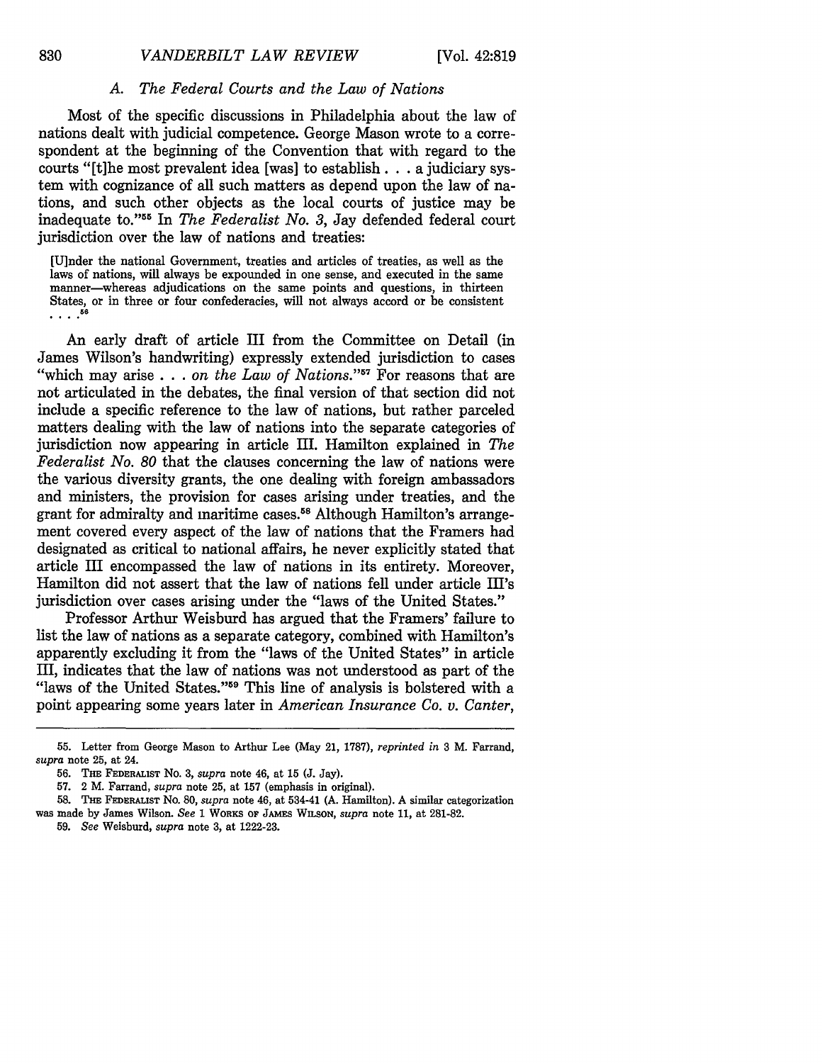### *A. The Federal Courts and the Law of Nations*

Most of the specific discussions in Philadelphia about the law of nations dealt with judicial competence. George Mason wrote to a correspondent at the beginning of the Convention that with regard to the courts "[t]he most prevalent idea [was] to establish . . . a judiciary system with cognizance of all such matters as depend upon the law of nations, and such other objects as the local courts of justice may be inadequate to."[55] In *The Federalist No. 3*, Jay defended federal court jurisdiction over the law of nations and treaties:

> [U]nder the national Government, treaties and articles of treaties, as well as the laws of nations, will always be expounded in one sense, and executed in the same manner—whereas adjudications on the same points and questions, in thirteen States, or in three or four confederacies, will not always accord or be consistent . . . .[56]

An early draft of article III from the Committee on Detail (in James Wilson's handwriting) expressly extended jurisdiction to cases "which may arise . . . *on the Law of Nations*."[57] For reasons that are not articulated in the debates, the final version of that section did not include a specific reference to the law of nations, but rather parceled matters dealing with the law of nations into the separate categories of jurisdiction now appearing in article III. Hamilton explained in *The Federalist No. 80* that the clauses concerning the law of nations were the various diversity grants, the one dealing with foreign ambassadors and ministers, the provision for cases arising under treaties, and the grant for admiralty and maritime cases.[58] Although Hamilton's arrangement covered every aspect of the law of nations that the Framers had designated as critical to national affairs, he never explicitly stated that article III encompassed the law of nations in its entirety. Moreover, Hamilton did not assert that the law of nations fell under article III's jurisdiction over cases arising under the "laws of the United States."

Professor Arthur Weisburd has argued that the Framers' failure to list the law of nations as a separate category, combined with Hamilton's apparently excluding it from the "laws of the United States" in article III, indicates that the law of nations was not understood as part of the "laws of the United States."[59] This line of analysis is bolstered with a point appearing some years later in *American Insurance Co. v. Canter*,

---

55. Letter from George Mason to Arthur Lee (May 21, 1787), *reprinted in* 3 M. Farrand, *supra* note 25, at 24.

56. The Federalist No. 3, *supra* note 46, at 15 (J. Jay).

57. 2 M. Farrand, *supra* note 25, at 157 (emphasis in original).

58. The Federalist No. 80, *supra* note 46, at 534-41 (A. Hamilton). A similar categorization was made by James Wilson. *See* 1 Works of James Wilson, *supra* note 11, at 281-82.

59. *See* Weisburd, *supra* note 3, at 1222-23.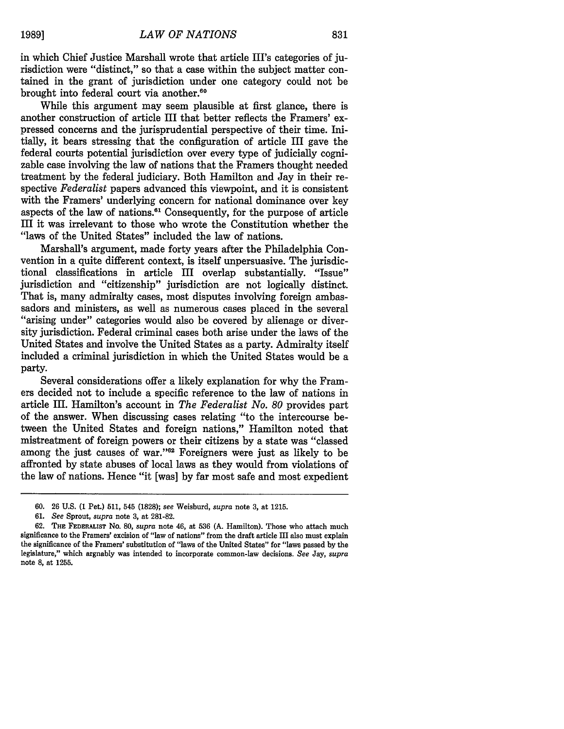in which Chief Justice Marshall wrote that article III's categories of jurisdiction were "distinct," so that a case within the subject matter contained in the grant of jurisdiction under one category could not be brought into federal court via another.[60]

While this argument may seem plausible at first glance, there is another construction of article III that better reflects the Framers' expressed concerns and the jurisprudential perspective of their time. Initially, it bears stressing that the configuration of article III gave the federal courts potential jurisdiction over every type of judicially cognizable case involving the law of nations that the Framers thought needed treatment by the federal judiciary. Both Hamilton and Jay in their respective *Federalist* papers advanced this viewpoint, and it is consistent with the Framers' underlying concern for national dominance over key aspects of the law of nations.[61] Consequently, for the purpose of article III it was irrelevant to those who wrote the Constitution whether the "laws of the United States" included the law of nations.

Marshall's argument, made forty years after the Philadelphia Convention in a quite different context, is itself unpersuasive. The jurisdictional classifications in article III overlap substantially. "Issue" jurisdiction and "citizenship" jurisdiction are not logically distinct. That is, many admiralty cases, most disputes involving foreign ambassadors and ministers, as well as numerous cases placed in the several "arising under" categories would also be covered by alienage or diversity jurisdiction. Federal criminal cases both arise under the laws of the United States and involve the United States as a party. Admiralty itself included a criminal jurisdiction in which the United States would be a party.

Several considerations offer a likely explanation for why the Framers decided not to include a specific reference to the law of nations in article III. Hamilton's account in *The Federalist No. 80* provides part of the answer. When discussing cases relating "to the intercourse between the United States and foreign nations," Hamilton noted that mistreatment of foreign powers or their citizens by a state was "classed among the just causes of war."[62] Foreigners were just as likely to be affronted by state abuses of local laws as they would from violations of the law of nations. Hence "it [was] by far most safe and most expedient

---

60. 26 U.S. (1 Pet.) 511, 545 (1828); *see* Weisburd, *supra* note 3, at 1215.

61. *See* Sprout, *supra* note 3, at 281-82.

62. THE FEDERALIST No. 80, *supra* note 46, at 536 (A. Hamilton). Those who attach much significance to the Framers' excision of "law of nations" from the draft article III also must explain the significance of the Framers' substitution of "laws of the United States" for "laws passed by the legislature," which arguably was intended to incorporate common-law decisions. *See* Jay, *supra* note 8, at 1255.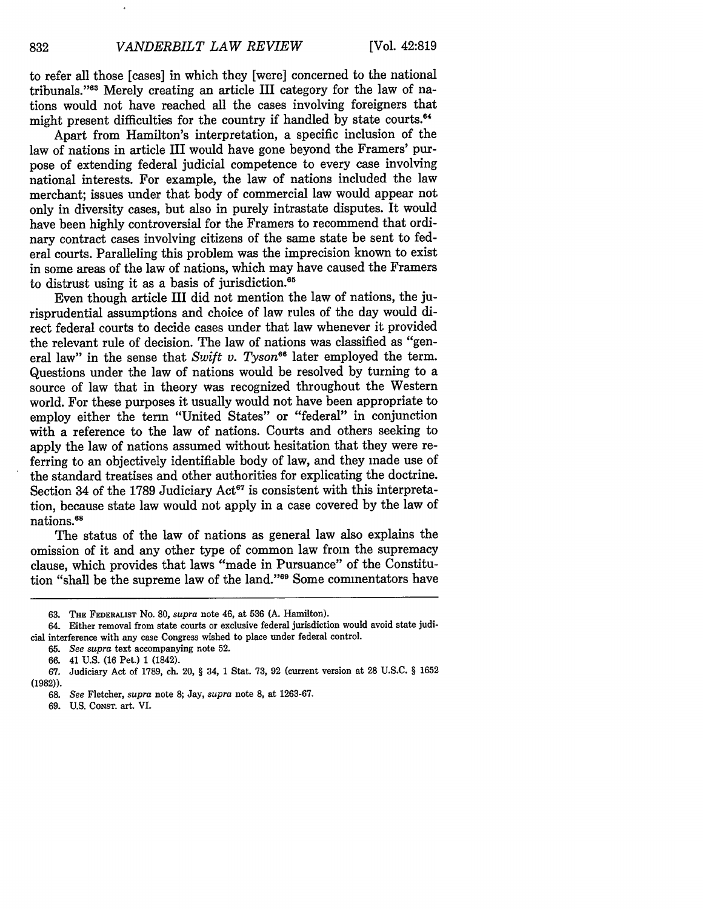to refer all those [cases] in which they [were] concerned to the national tribunals."[63] Merely creating an article III category for the law of nations would not have reached all the cases involving foreigners that might present difficulties for the country if handled by state courts.[64]

Apart from Hamilton's interpretation, a specific inclusion of the law of nations in article III would have gone beyond the Framers' purpose of extending federal judicial competence to every case involving national interests. For example, the law of nations included the law merchant; issues under that body of commercial law would appear not only in diversity cases, but also in purely intrastate disputes. It would have been highly controversial for the Framers to recommend that ordinary contract cases involving citizens of the same state be sent to federal courts. Paralleling this problem was the imprecision known to exist in some areas of the law of nations, which may have caused the Framers to distrust using it as a basis of jurisdiction.[65]

Even though article III did not mention the law of nations, the jurisprudential assumptions and choice of law rules of the day would direct federal courts to decide cases under that law whenever it provided the relevant rule of decision. The law of nations was classified as "general law" in the sense that *Swift v. Tyson*[66] later employed the term. Questions under the law of nations would be resolved by turning to a source of law that in theory was recognized throughout the Western world. For these purposes it usually would not have been appropriate to employ either the term "United States" or "federal" in conjunction with a reference to the law of nations. Courts and others seeking to apply the law of nations assumed without hesitation that they were referring to an objectively identifiable body of law, and they made use of the standard treatises and other authorities for explicating the doctrine. Section 34 of the 1789 Judiciary Act[67] is consistent with this interpretation, because state law would not apply in a case covered by the law of nations.[68]

The status of the law of nations as general law also explains the omission of it and any other type of common law from the supremacy clause, which provides that laws "made in Pursuance" of the Constitution "shall be the supreme law of the land."[69] Some commentators have

---

63. THE FEDERALIST No. 80, *supra* note 46, at 536 (A. Hamilton).

64. Either removal from state courts or exclusive federal jurisdiction would avoid state judicial interference with any case Congress wished to place under federal control.

65. *See supra* text accompanying note 52.

66. 41 U.S. (16 Pet.) 1 (1842).

67. Judiciary Act of 1789, ch. 20, § 34, 1 Stat. 73, 92 (current version at 28 U.S.C. § 1652 (1982)).

68. *See* Fletcher, *supra* note 8; Jay, *supra* note 8, at 1263-67.

69. U.S. CONST. art. VI.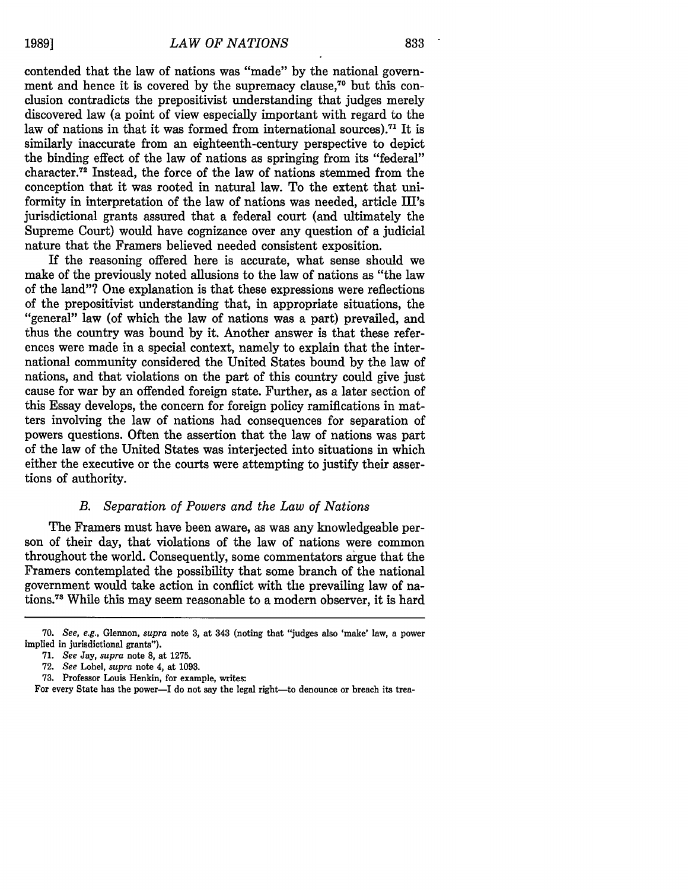contended that the law of nations was "made" by the national government and hence it is covered by the supremacy clause,[70] but this conclusion contradicts the prepositivist understanding that judges merely discovered law (a point of view especially important with regard to the law of nations in that it was formed from international sources).[71] It is similarly inaccurate from an eighteenth-century perspective to depict the binding effect of the law of nations as springing from its "federal" character.[72] Instead, the force of the law of nations stemmed from the conception that it was rooted in natural law. To the extent that uniformity in interpretation of the law of nations was needed, article III's jurisdictional grants assured that a federal court (and ultimately the Supreme Court) would have cognizance over any question of a judicial nature that the Framers believed needed consistent exposition.

If the reasoning offered here is accurate, what sense should we make of the previously noted allusions to the law of nations as "the law of the land"? One explanation is that these expressions were reflections of the prepositivist understanding that, in appropriate situations, the "general" law (of which the law of nations was a part) prevailed, and thus the country was bound by it. Another answer is that these references were made in a special context, namely to explain that the international community considered the United States bound by the law of nations, and that violations on the part of this country could give just cause for war by an offended foreign state. Further, as a later section of this Essay develops, the concern for foreign policy ramifications in matters involving the law of nations had consequences for separation of powers questions. Often the assertion that the law of nations was part of the law of the United States was interjected into situations in which either the executive or the courts were attempting to justify their assertions of authority.

### *B. Separation of Powers and the Law of Nations*

The Framers must have been aware, as was any knowledgeable person of their day, that violations of the law of nations were common throughout the world. Consequently, some commentators argue that the Framers contemplated the possibility that some branch of the national government would take action in conflict with the prevailing law of nations.[73] While this may seem reasonable to a modern observer, it is hard

---

70. *See, e.g.*, Glennon, *supra* note 3, at 343 (noting that "judges also 'make' law, a power implied in jurisdictional grants").

71. *See* Jay, *supra* note 8, at 1275.

72. *See* Lobel, *supra* note 4, at 1093.

73. Professor Louis Henkin, for example, writes:

For every State has the power—I do not say the legal right—to denounce or breach its trea-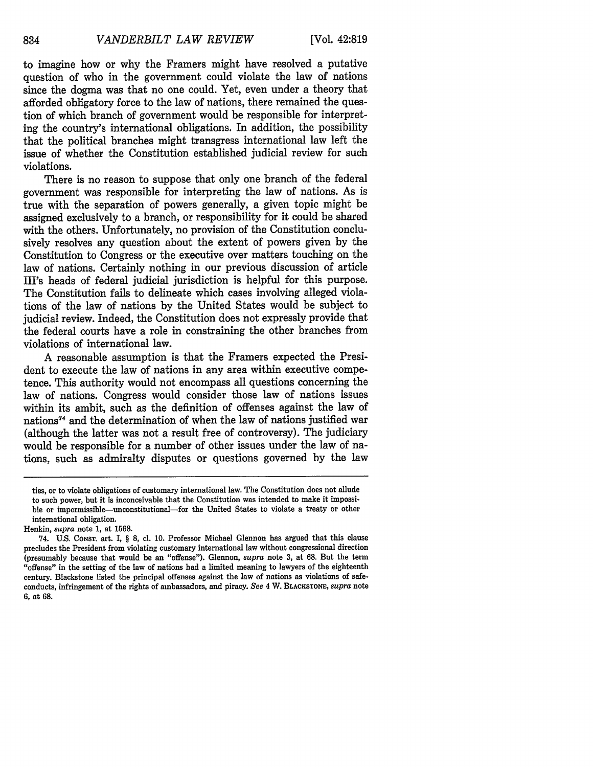to imagine how or why the Framers might have resolved a putative question of who in the government could violate the law of nations since the dogma was that no one could. Yet, even under a theory that afforded obligatory force to the law of nations, there remained the question of which branch of government would be responsible for interpreting the country's international obligations. In addition, the possibility that the political branches might transgress international law left the issue of whether the Constitution established judicial review for such violations.

There is no reason to suppose that only one branch of the federal government was responsible for interpreting the law of nations. As is true with the separation of powers generally, a given topic might be assigned exclusively to a branch, or responsibility for it could be shared with the others. Unfortunately, no provision of the Constitution conclusively resolves any question about the extent of powers given by the Constitution to Congress or the executive over matters touching on the law of nations. Certainly nothing in our previous discussion of article III's heads of federal judicial jurisdiction is helpful for this purpose. The Constitution fails to delineate which cases involving alleged violations of the law of nations by the United States would be subject to judicial review. Indeed, the Constitution does not expressly provide that the federal courts have a role in constraining the other branches from violations of international law.

A reasonable assumption is that the Framers expected the President to execute the law of nations in any area within executive competence. This authority would not encompass all questions concerning the law of nations. Congress would consider those law of nations issues within its ambit, such as the definition of offenses against the law of nations[74] and the determination of when the law of nations justified war (although the latter was not a result free of controversy). The judiciary would be responsible for a number of other issues under the law of nations, such as admiralty disputes or questions governed by the law

---

ties, or to violate obligations of customary international law. The Constitution does not allude to such power, but it is inconceivable that the Constitution was intended to make it impossible or impermissible—unconstitutional—for the United States to violate a treaty or other international obligation.

Henkin, *supra* note 1, at 1568.

74. U.S. Const. art. I, § 8, cl. 10. Professor Michael Glennon has argued that this clause precludes the President from violating customary international law without congressional direction (presumably because that would be an "offense"). Glennon, *supra* note 3, at 68. But the term "offense" in the setting of the law of nations had a limited meaning to lawyers of the eighteenth century. Blackstone listed the principal offenses against the law of nations as violations of safe-conducts, infringement of the rights of ambassadors, and piracy. *See* 4 W. Blackstone, *supra* note 6, at 68.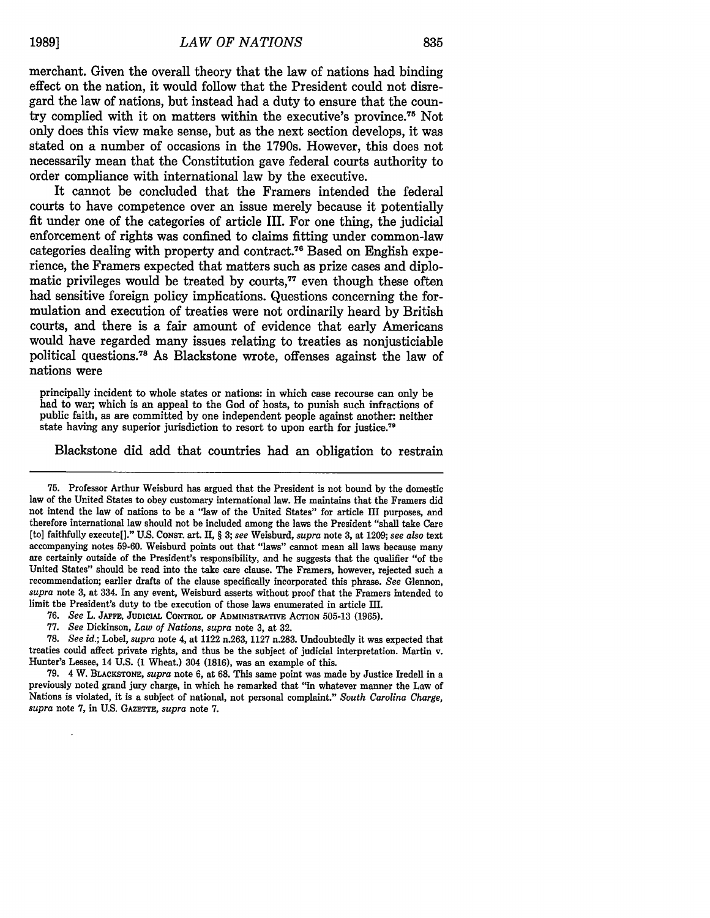merchant. Given the overall theory that the law of nations had binding effect on the nation, it would follow that the President could not disregard the law of nations, but instead had a duty to ensure that the country complied with it on matters within the executive's province.[75] Not only does this view make sense, but as the next section develops, it was stated on a number of occasions in the 1790s. However, this does not necessarily mean that the Constitution gave federal courts authority to order compliance with international law by the executive.

It cannot be concluded that the Framers intended the federal courts to have competence over an issue merely because it potentially fit under one of the categories of article III. For one thing, the judicial enforcement of rights was confined to claims fitting under common-law categories dealing with property and contract.[76] Based on English experience, the Framers expected that matters such as prize cases and diplomatic privileges would be treated by courts,[77] even though these often had sensitive foreign policy implications. Questions concerning the formulation and execution of treaties were not ordinarily heard by British courts, and there is a fair amount of evidence that early Americans would have regarded many issues relating to treaties as nonjusticiable political questions.[78] As Blackstone wrote, offenses against the law of nations were

> principally incident to whole states or nations: in which case recourse can only be had to war; which is an appeal to the God of hosts, to punish such infractions of public faith, as are committed by one independent people against another: neither state having any superior jurisdiction to resort to upon earth for justice.[79]

Blackstone did add that countries had an obligation to restrain

---

75. Professor Arthur Weisburd has argued that the President is not bound by the domestic law of the United States to obey customary international law. He maintains that the Framers did not intend the law of nations to be a "law of the United States" for article III purposes, and therefore international law should not be included among the laws the President "shall take Care [to] faithfully execute[]." U.S. CONST. art. II, § 3; *see* Weisburd, *supra* note 3, at 1209; *see also* text accompanying notes 59-60. Weisburd points out that "laws" cannot mean all laws because many are certainly outside of the President's responsibility, and he suggests that the qualifier "of the United States" should be read into the take care clause. The Framers, however, rejected such a recommendation; earlier drafts of the clause specifically incorporated this phrase. *See* Glennon, *supra* note 3, at 334. In any event, Weisburd asserts without proof that the Framers intended to limit the President's duty to the execution of those laws enumerated in article III.

76. *See* L. JAFFE, JUDICIAL CONTROL OF ADMINISTRATIVE ACTION 505-13 (1965).

77. *See* Dickinson, *Law of Nations*, *supra* note 3, at 32.

78. *See id.*; Lobel, *supra* note 4, at 1122 n.263, 1127 n.283. Undoubtedly it was expected that treaties could affect private rights, and thus be the subject of judicial interpretation. Martin v. Hunter's Lessee, 14 U.S. (1 Wheat.) 304 (1816), was an example of this.

79. 4 W. BLACKSTONE, *supra* note 6, at 68. This same point was made by Justice Iredell in a previously noted grand jury charge, in which he remarked that "in whatever manner the Law of Nations is violated, it is a subject of national, not personal complaint." *South Carolina Charge*, *supra* note 7, in U.S. GAZETTE, *supra* note 7.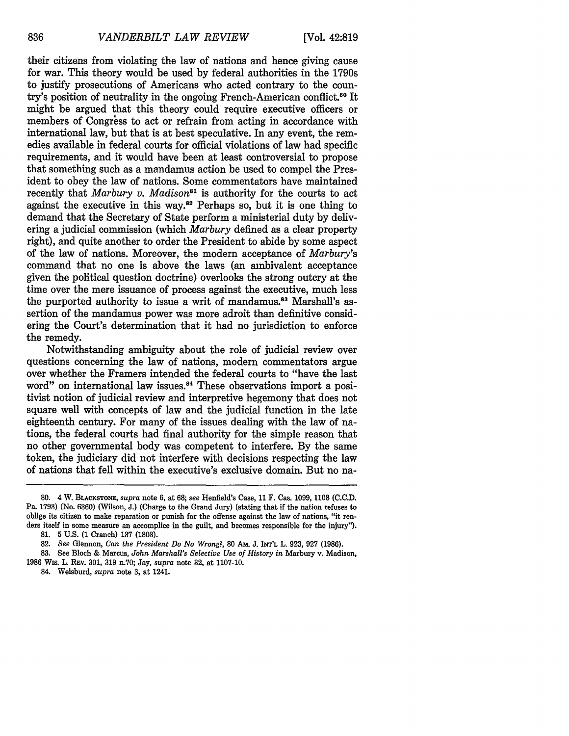their citizens from violating the law of nations and hence giving cause for war. This theory would be used by federal authorities in the 1790s to justify prosecutions of Americans who acted contrary to the country's position of neutrality in the ongoing French-American conflict.[80] It might be argued that this theory could require executive officers or members of Congress to act or refrain from acting in accordance with international law, but that is at best speculative. In any event, the remedies available in federal courts for official violations of law had specific requirements, and it would have been at least controversial to propose that something such as a mandamus action be used to compel the President to obey the law of nations. Some commentators have maintained recently that *Marbury v. Madison*[81] is authority for the courts to act against the executive in this way.[82] Perhaps so, but it is one thing to demand that the Secretary of State perform a ministerial duty by delivering a judicial commission (which *Marbury* defined as a clear property right), and quite another to order the President to abide by some aspect of the law of nations. Moreover, the modern acceptance of *Marbury*'s command that no one is above the laws (an ambivalent acceptance given the political question doctrine) overlooks the strong outcry at the time over the mere issuance of process against the executive, much less the purported authority to issue a writ of mandamus.[83] Marshall's assertion of the mandamus power was more adroit than definitive considering the Court's determination that it had no jurisdiction to enforce the remedy.

Notwithstanding ambiguity about the role of judicial review over questions concerning the law of nations, modern commentators argue over whether the Framers intended the federal courts to "have the last word" on international law issues.[84] These observations import a positivist notion of judicial review and interpretive hegemony that does not square well with concepts of law and the judicial function in the late eighteenth century. For many of the issues dealing with the law of nations, the federal courts had final authority for the simple reason that no other governmental body was competent to interfere. By the same token, the judiciary did not interfere with decisions respecting the law of nations that fell within the executive's exclusive domain. But no na-

---

80. 4 W. BLACKSTONE, *supra* note 6, at 68; *see* Henfield's Case, 11 F. Cas. 1099, 1108 (C.C.D. Pa. 1793) (No. 6360) (Wilson, J.) (Charge to the Grand Jury) (stating that if the nation refuses to oblige its citizen to make reparation or punish for the offense against the law of nations, "it renders itself in some measure an accomplice in the guilt, and becomes responsible for the injury").

81. 5 U.S. (1 Cranch) 137 (1803).

82. *See* Glennon, *Can the President Do No Wrong?*, 80 AM. J. INT'L L. 923, 927 (1986).

83. See Bloch & Marcus, *John Marshall's Selective Use of History in* Marbury v. Madison, 1986 WIS. L. REV. 301, 319 n.70; Jay, *supra* note 32, at 1107-10.

84. Weisburd, *supra* note 3, at 1241.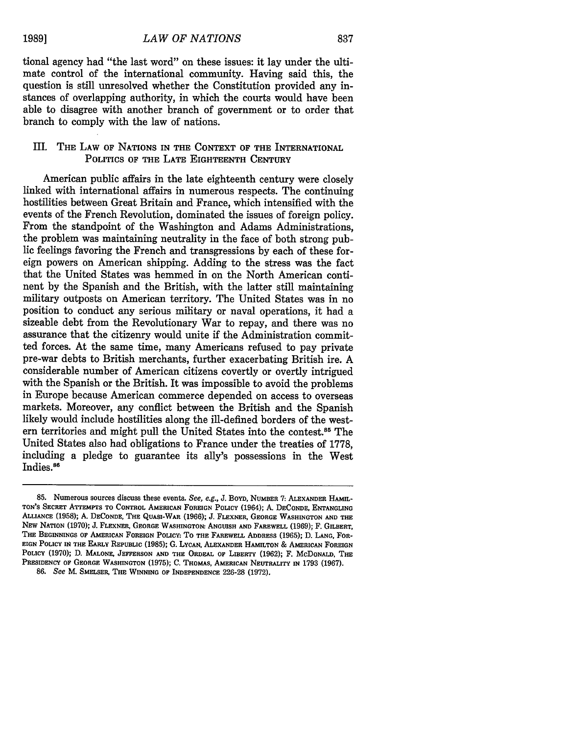tional agency had "the last word" on these issues: it lay under the ultimate control of the international community. Having said this, the question is still unresolved whether the Constitution provided any instances of overlapping authority, in which the courts would have been able to disagree with another branch of government or to order that branch to comply with the law of nations.

## III. The Law of Nations in the Context of the International Politics of the Late Eighteenth Century

American public affairs in the late eighteenth century were closely linked with international affairs in numerous respects. The continuing hostilities between Great Britain and France, which intensified with the events of the French Revolution, dominated the issues of foreign policy. From the standpoint of the Washington and Adams Administrations, the problem was maintaining neutrality in the face of both strong public feelings favoring the French and transgressions by each of these foreign powers on American shipping. Adding to the stress was the fact that the United States was hemmed in on the North American continent by the Spanish and the British, with the latter still maintaining military outposts on American territory. The United States was in no position to conduct any serious military or naval operations, it had a sizeable debt from the Revolutionary War to repay, and there was no assurance that the citizenry would unite if the Administration committed forces. At the same time, many Americans refused to pay private pre-war debts to British merchants, further exacerbating British ire. A considerable number of American citizens covertly or overtly intrigued with the Spanish or the British. It was impossible to avoid the problems in Europe because American commerce depended on access to overseas markets. Moreover, any conflict between the British and the Spanish likely would include hostilities along the ill-defined borders of the western territories and might pull the United States into the contest.[85] The United States also had obligations to France under the treaties of 1778, including a pledge to guarantee its ally's possessions in the West Indies.[86]

---

85. Numerous sources discuss these events. *See, e.g.*, J. Boyd, Number 7: Alexander Hamilton's Secret Attempts to Control American Foreign Policy (1964); A. DeConde, Entangling Alliance (1958); A. DeConde, The Quasi-War (1966); J. Flexner, George Washington and the New Nation (1970); J. Flexner, George Washington: Anguish and Farewell (1969); F. Gilbert, The Beginnings of American Foreign Policy: To the Farewell Address (1965); D. Lang, Foreign Policy in the Early Republic (1985); G. Lycan, Alexander Hamilton & American Foreign Policy (1970); D. Malone, Jefferson and the Ordeal of Liberty (1962); F. McDonald, The Presidency of George Washington (1975); C. Thomas, American Neutrality in 1793 (1967).

86. *See* M. Smelser, The Winning of Independence 226-28 (1972).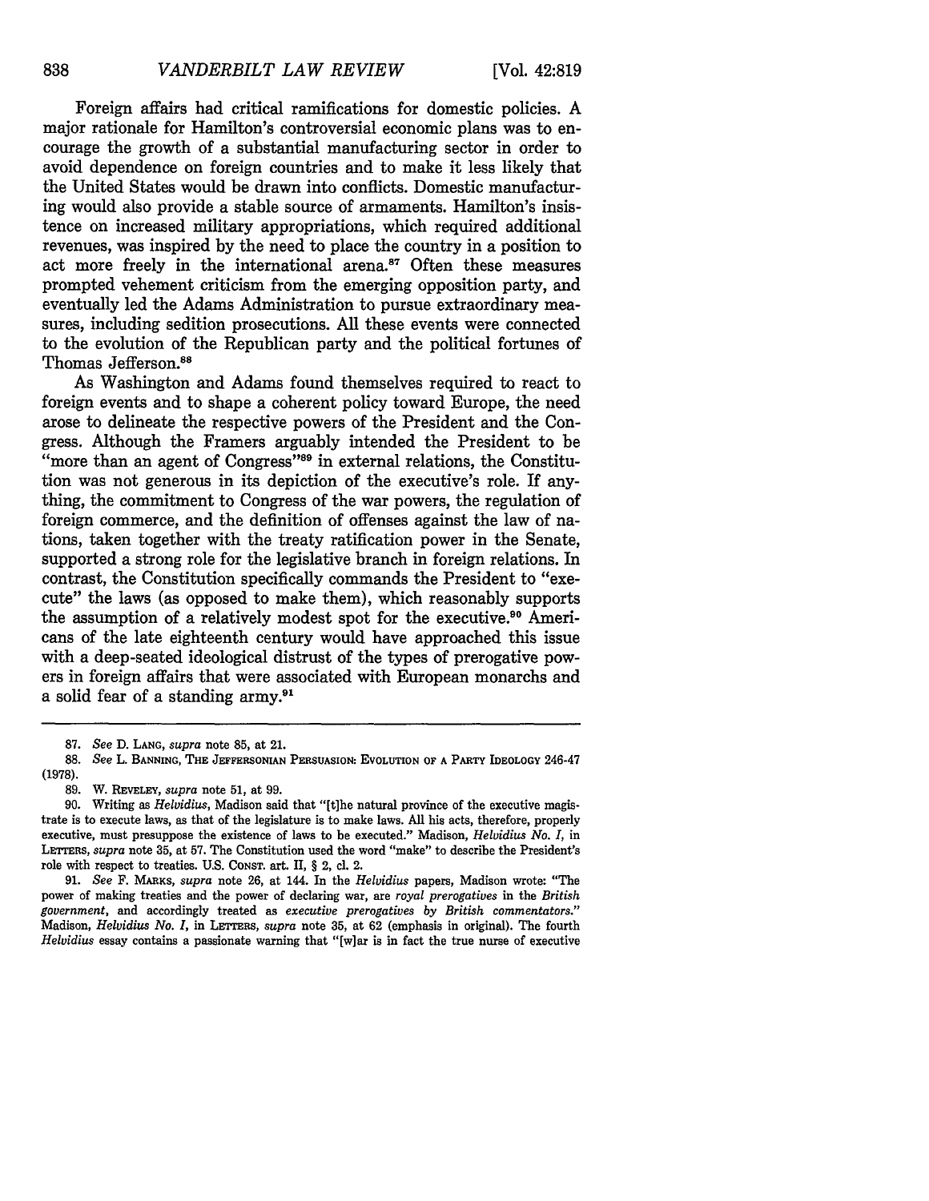Foreign affairs had critical ramifications for domestic policies. A major rationale for Hamilton's controversial economic plans was to encourage the growth of a substantial manufacturing sector in order to avoid dependence on foreign countries and to make it less likely that the United States would be drawn into conflicts. Domestic manufacturing would also provide a stable source of armaments. Hamilton's insistence on increased military appropriations, which required additional revenues, was inspired by the need to place the country in a position to act more freely in the international arena.[87] Often these measures prompted vehement criticism from the emerging opposition party, and eventually led the Adams Administration to pursue extraordinary measures, including sedition prosecutions. All these events were connected to the evolution of the Republican party and the political fortunes of Thomas Jefferson.[88]

As Washington and Adams found themselves required to react to foreign events and to shape a coherent policy toward Europe, the need arose to delineate the respective powers of the President and the Congress. Although the Framers arguably intended the President to be "more than an agent of Congress"[89] in external relations, the Constitution was not generous in its depiction of the executive's role. If anything, the commitment to Congress of the war powers, the regulation of foreign commerce, and the definition of offenses against the law of nations, taken together with the treaty ratification power in the Senate, supported a strong role for the legislative branch in foreign relations. In contrast, the Constitution specifically commands the President to "execute" the laws (as opposed to make them), which reasonably supports the assumption of a relatively modest spot for the executive.[90] Americans of the late eighteenth century would have approached this issue with a deep-seated ideological distrust of the types of prerogative powers in foreign affairs that were associated with European monarchs and a solid fear of a standing army.[91]

---

87. *See* D. LANG, *supra* note 85, at 21.

88. *See* L. BANNING, THE JEFFERSONIAN PERSUASION: EVOLUTION OF A PARTY IDEOLOGY 246-47 (1978).

89. W. REVELEY, *supra* note 51, at 99.

90. Writing as *Helvidius*, Madison said that "[t]he natural province of the executive magistrate is to execute laws, as that of the legislature is to make laws. All his acts, therefore, properly executive, must presuppose the existence of laws to be executed." Madison, *Helvidius No. I*, in LETTERS, *supra* note 35, at 57. The Constitution used the word "make" to describe the President's role with respect to treaties. U.S. CONST. art. II, § 2, cl. 2.

91. *See* F. MARKS, *supra* note 26, at 144. In the *Helvidius* papers, Madison wrote: "The power of making treaties and the power of declaring war, are *royal prerogatives* in the *British government*, and accordingly treated as *executive prerogatives by British commentators*." Madison, *Helvidius No. I*, in LETTERS, *supra* note 35, at 62 (emphasis in original). The fourth *Helvidius* essay contains a passionate warning that "[w]ar is in fact the true nurse of executive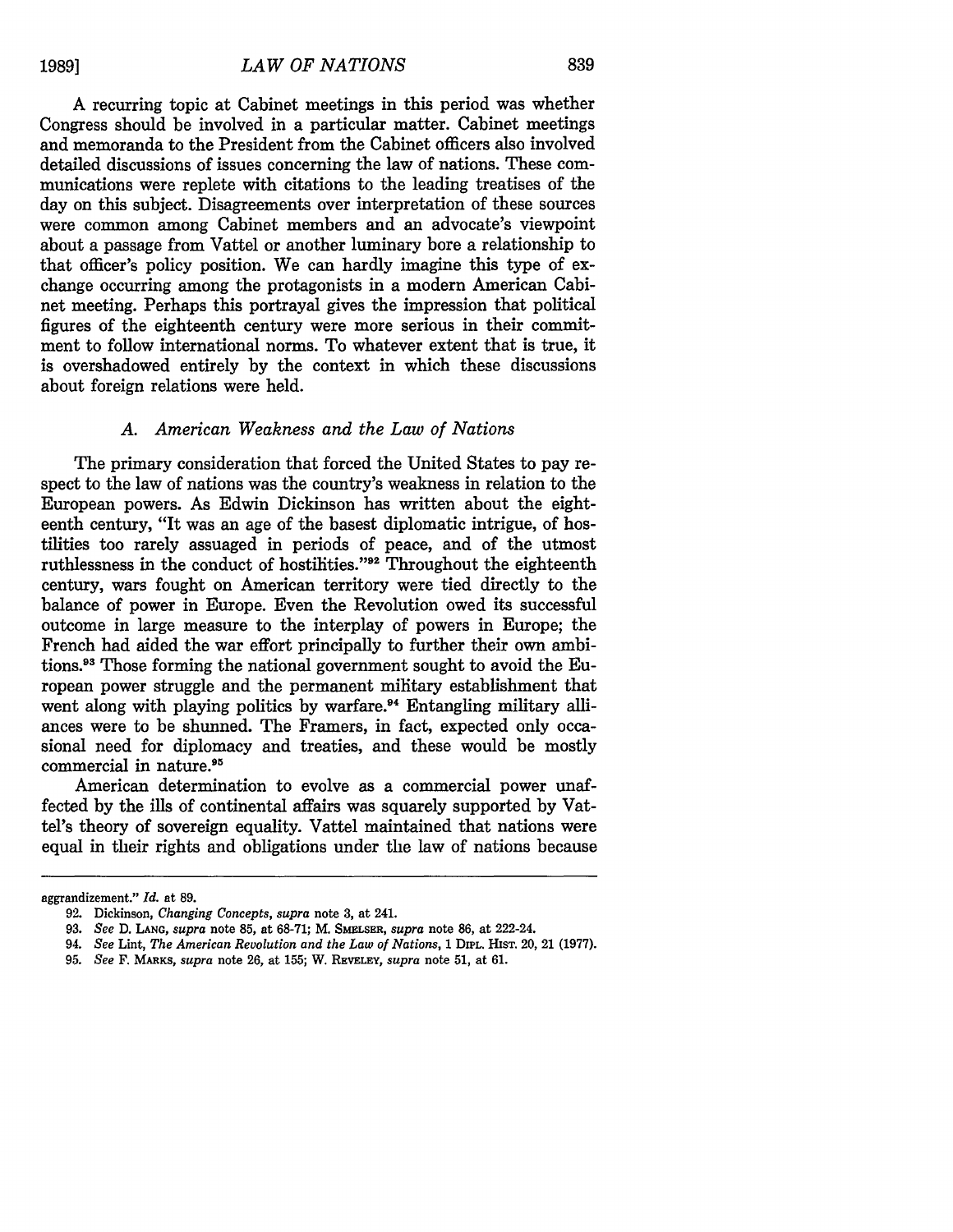A recurring topic at Cabinet meetings in this period was whether Congress should be involved in a particular matter. Cabinet meetings and memoranda to the President from the Cabinet officers also involved detailed discussions of issues concerning the law of nations. These communications were replete with citations to the leading treatises of the day on this subject. Disagreements over interpretation of these sources were common among Cabinet members and an advocate's viewpoint about a passage from Vattel or another luminary bore a relationship to that officer's policy position. We can hardly imagine this type of exchange occurring among the protagonists in a modern American Cabinet meeting. Perhaps this portrayal gives the impression that political figures of the eighteenth century were more serious in their commitment to follow international norms. To whatever extent that is true, it is overshadowed entirely by the context in which these discussions about foreign relations were held.

### *A. American Weakness and the Law of Nations*

The primary consideration that forced the United States to pay respect to the law of nations was the country's weakness in relation to the European powers. As Edwin Dickinson has written about the eighteenth century, "It was an age of the basest diplomatic intrigue, of hostilities too rarely assuaged in periods of peace, and of the utmost ruthlessness in the conduct of hostilities."[92] Throughout the eighteenth century, wars fought on American territory were tied directly to the balance of power in Europe. Even the Revolution owed its successful outcome in large measure to the interplay of powers in Europe; the French had aided the war effort principally to further their own ambitions.[93] Those forming the national government sought to avoid the European power struggle and the permanent military establishment that went along with playing politics by warfare.[94] Entangling military alliances were to be shunned. The Framers, in fact, expected only occasional need for diplomacy and treaties, and these would be mostly commercial in nature.[95]

American determination to evolve as a commercial power unaffected by the ills of continental affairs was squarely supported by Vattel's theory of sovereign equality. Vattel maintained that nations were equal in their rights and obligations under the law of nations because

---

aggrandizement." *Id.* at 89.

92. Dickinson, *Changing Concepts*, *supra* note 3, at 241.

93. *See* D. LANG, *supra* note 85, at 68-71; M. SMELSER, *supra* note 86, at 222-24.

94. *See* Lint, *The American Revolution and the Law of Nations*, 1 DIPL. HIST. 20, 21 (1977).

95. *See* F. MARKS, *supra* note 26, at 155; W. REVELEY, *supra* note 51, at 61.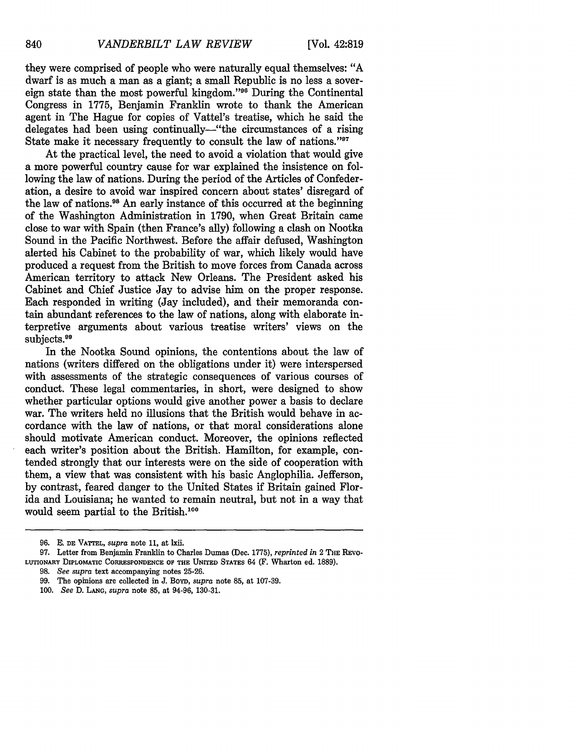they were comprised of people who were naturally equal themselves: "A dwarf is as much a man as a giant; a small Republic is no less a sovereign state than the most powerful kingdom."[96] During the Continental Congress in 1775, Benjamin Franklin wrote to thank the American agent in The Hague for copies of Vattel's treatise, which he said the delegates had been using continually—"the circumstances of a rising State make it necessary frequently to consult the law of nations."[97]

At the practical level, the need to avoid a violation that would give a more powerful country cause for war explained the insistence on following the law of nations. During the period of the Articles of Confederation, a desire to avoid war inspired concern about states' disregard of the law of nations.[98] An early instance of this occurred at the beginning of the Washington Administration in 1790, when Great Britain came close to war with Spain (then France's ally) following a clash on Nootka Sound in the Pacific Northwest. Before the affair defused, Washington alerted his Cabinet to the probability of war, which likely would have produced a request from the British to move forces from Canada across American territory to attack New Orleans. The President asked his Cabinet and Chief Justice Jay to advise him on the proper response. Each responded in writing (Jay included), and their memoranda contain abundant references to the law of nations, along with elaborate interpretive arguments about various treatise writers' views on the subjects.[99]

In the Nootka Sound opinions, the contentions about the law of nations (writers differed on the obligations under it) were interspersed with assessments of the strategic consequences of various courses of conduct. These legal commentaries, in short, were designed to show whether particular options would give another power a basis to declare war. The writers held no illusions that the British would behave in accordance with the law of nations, or that moral considerations alone should motivate American conduct. Moreover, the opinions reflected each writer's position about the British. Hamilton, for example, contended strongly that our interests were on the side of cooperation with them, a view that was consistent with his basic Anglophilia. Jefferson, by contrast, feared danger to the United States if Britain gained Florida and Louisiana; he wanted to remain neutral, but not in a way that would seem partial to the British.[100]

---

96. E. DE VATTEL, *supra* note 11, at lxii.

97. Letter from Benjamin Franklin to Charles Dumas (Dec. 1775), *reprinted in* 2 THE REVOLUTIONARY DIPLOMATIC CORRESPONDENCE OF THE UNITED STATES 64 (F. Wharton ed. 1889).

98. *See supra* text accompanying notes 25-26.

99. The opinions are collected in J. BOYD, *supra* note 85, at 107-39.

100. *See* D. LANG, *supra* note 85, at 94-96, 130-31.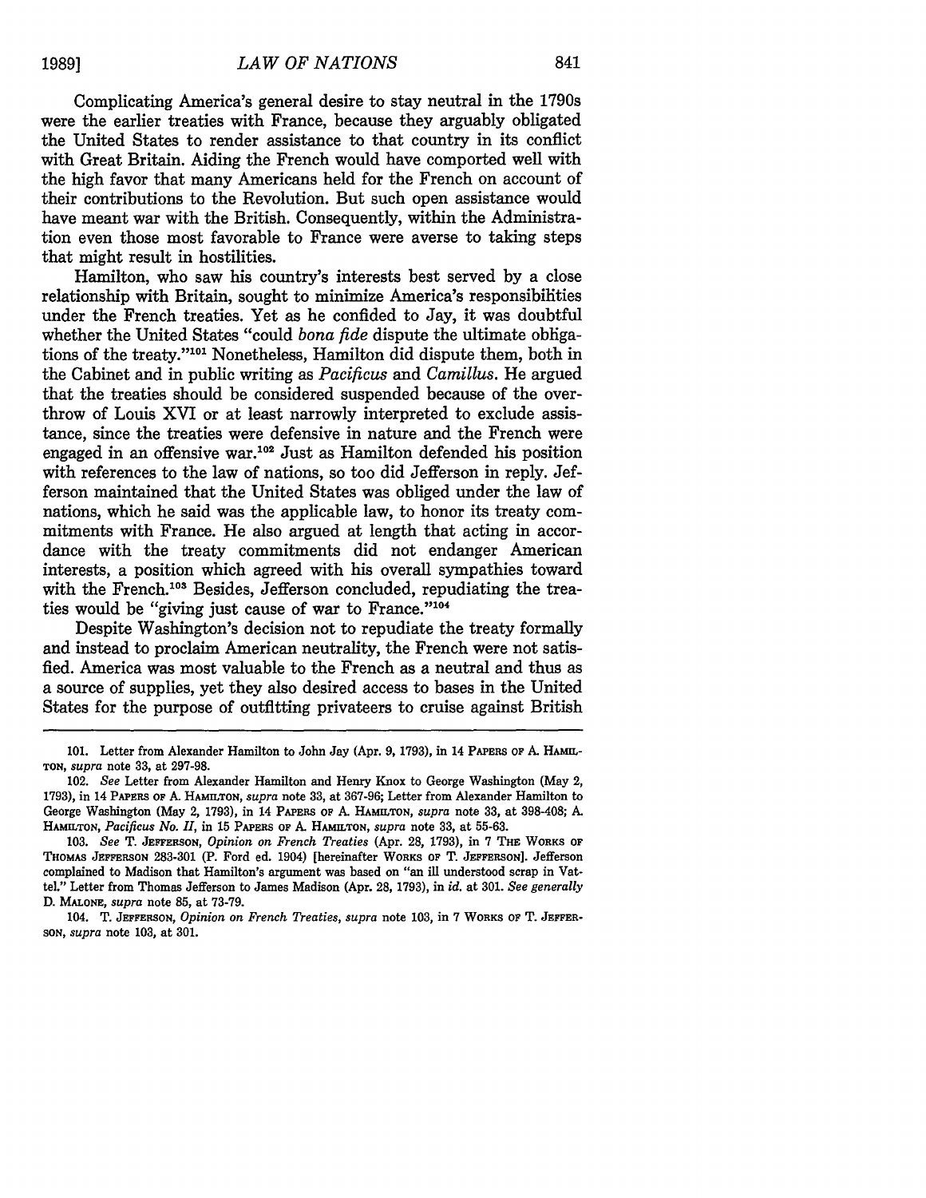Complicating America's general desire to stay neutral in the 1790s were the earlier treaties with France, because they arguably obligated the United States to render assistance to that country in its conflict with Great Britain. Aiding the French would have comported well with the high favor that many Americans held for the French on account of their contributions to the Revolution. But such open assistance would have meant war with the British. Consequently, within the Administration even those most favorable to France were averse to taking steps that might result in hostilities.

Hamilton, who saw his country's interests best served by a close relationship with Britain, sought to minimize America's responsibilities under the French treaties. Yet as he confided to Jay, it was doubtful whether the United States "could *bona fide* dispute the ultimate obligations of the treaty."[101] Nonetheless, Hamilton did dispute them, both in the Cabinet and in public writing as *Pacificus* and *Camillus*. He argued that the treaties should be considered suspended because of the overthrow of Louis XVI or at least narrowly interpreted to exclude assistance, since the treaties were defensive in nature and the French were engaged in an offensive war.[102] Just as Hamilton defended his position with references to the law of nations, so too did Jefferson in reply. Jefferson maintained that the United States was obliged under the law of nations, which he said was the applicable law, to honor its treaty commitments with France. He also argued at length that acting in accordance with the treaty commitments did not endanger American interests, a position which agreed with his overall sympathies toward with the French.[103] Besides, Jefferson concluded, repudiating the treaties would be "giving just cause of war to France."[104]

Despite Washington's decision not to repudiate the treaty formally and instead to proclaim American neutrality, the French were not satisfied. America was most valuable to the French as a neutral and thus as a source of supplies, yet they also desired access to bases in the United States for the purpose of outfitting privateers to cruise against British

---

101. Letter from Alexander Hamilton to John Jay (Apr. 9, 1793), in 14 PAPERS OF A. HAMILTON, *supra* note 33, at 297-98.

102. *See* Letter from Alexander Hamilton and Henry Knox to George Washington (May 2, 1793), in 14 PAPERS OF A. HAMILTON, *supra* note 33, at 367-96; Letter from Alexander Hamilton to George Washington (May 2, 1793), in 14 PAPERS OF A. HAMILTON, *supra* note 33, at 398-408; A. HAMILTON, *Pacificus No. II*, in 15 PAPERS OF A. HAMILTON, *supra* note 33, at 55-63.

103. *See* T. JEFFERSON, *Opinion on French Treaties* (Apr. 28, 1793), in 7 THE WORKS OF THOMAS JEFFERSON 283-301 (P. Ford ed. 1904) [hereinafter WORKS OF T. JEFFERSON]. Jefferson complained to Madison that Hamilton's argument was based on "an ill understood scrap in Vattel." Letter from Thomas Jefferson to James Madison (Apr. 28, 1793), in *id.* at 301. *See generally* D. MALONE, *supra* note 85, at 73-79.

104. T. JEFFERSON, *Opinion on French Treaties*, *supra* note 103, in 7 WORKS OF T. JEFFERSON, *supra* note 103, at 301.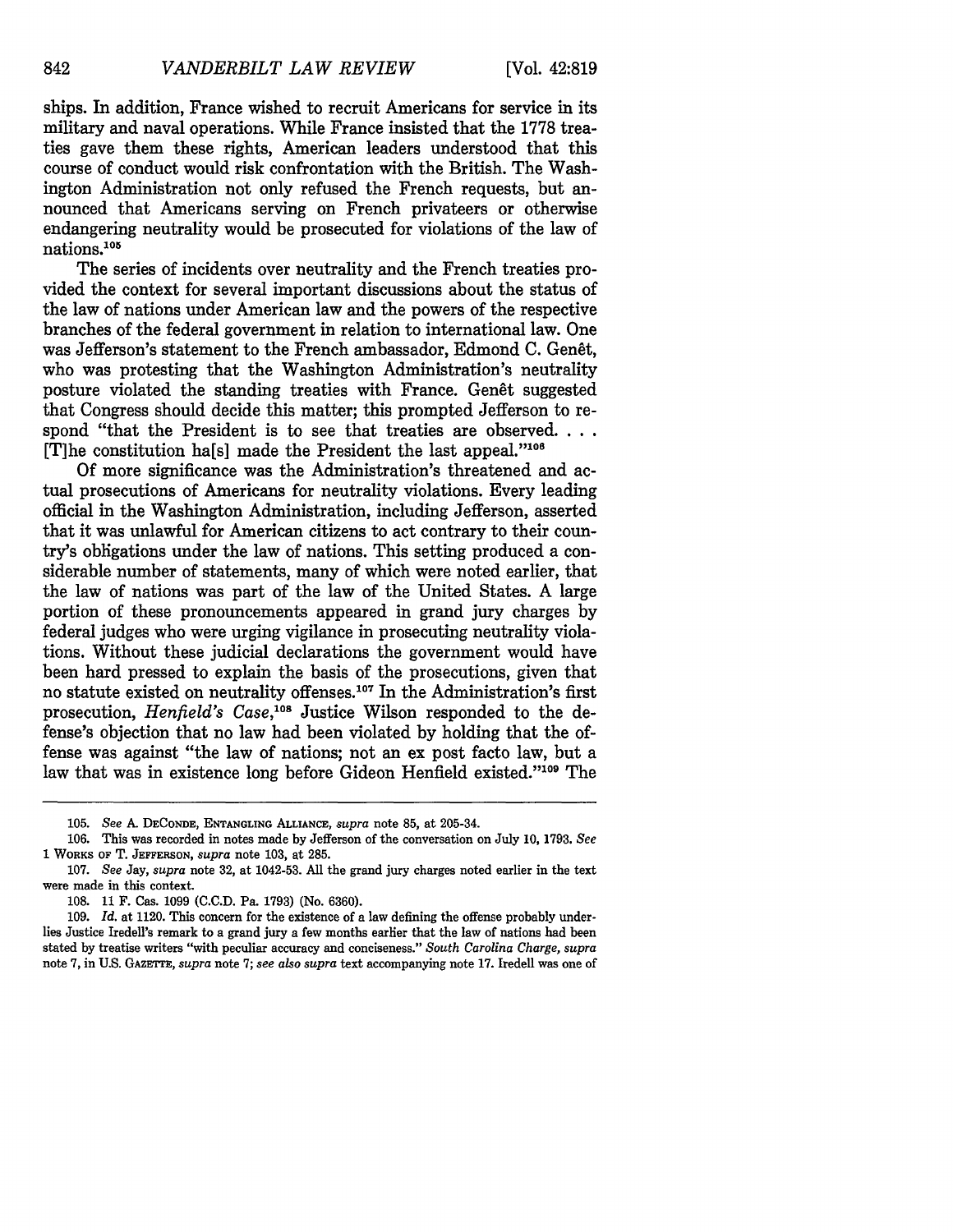ships. In addition, France wished to recruit Americans for service in its military and naval operations. While France insisted that the 1778 treaties gave them these rights, American leaders understood that this course of conduct would risk confrontation with the British. The Washington Administration not only refused the French requests, but announced that Americans serving on French privateers or otherwise endangering neutrality would be prosecuted for violations of the law of nations.[105]

The series of incidents over neutrality and the French treaties provided the context for several important discussions about the status of the law of nations under American law and the powers of the respective branches of the federal government in relation to international law. One was Jefferson's statement to the French ambassador, Edmond C. Genêt, who was protesting that the Washington Administration's neutrality posture violated the standing treaties with France. Genêt suggested that Congress should decide this matter; this prompted Jefferson to respond "that the President is to see that treaties are observed. . . . [T]he constitution ha[s] made the President the last appeal."[106]

Of more significance was the Administration's threatened and actual prosecutions of Americans for neutrality violations. Every leading official in the Washington Administration, including Jefferson, asserted that it was unlawful for American citizens to act contrary to their country's obligations under the law of nations. This setting produced a considerable number of statements, many of which were noted earlier, that the law of nations was part of the law of the United States. A large portion of these pronouncements appeared in grand jury charges by federal judges who were urging vigilance in prosecuting neutrality violations. Without these judicial declarations the government would have been hard pressed to explain the basis of the prosecutions, given that no statute existed on neutrality offenses.[107] In the Administration's first prosecution, *Henfield's Case*,[108] Justice Wilson responded to the defense's objection that no law had been violated by holding that the offense was against "the law of nations; not an ex post facto law, but a law that was in existence long before Gideon Henfield existed."[109] The

---

105. *See* A. DECONDE, ENTANGLING ALLIANCE, *supra* note 85, at 205-34.

106. This was recorded in notes made by Jefferson of the conversation on July 10, 1793. *See* 1 WORKS OF T. JEFFERSON, *supra* note 103, at 285.

107. *See* Jay, *supra* note 32, at 1042-53. All the grand jury charges noted earlier in the text were made in this context.

108. 11 F. Cas. 1099 (C.C.D. Pa. 1793) (No. 6360).

109. *Id.* at 1120. This concern for the existence of a law defining the offense probably underlies Justice Iredell's remark to a grand jury a few months earlier that the law of nations had been stated by treatise writers "with peculiar accuracy and conciseness." *South Carolina Charge, supra* note 7, in U.S. GAZETTE, *supra* note 7; *see also supra* text accompanying note 17. Iredell was one of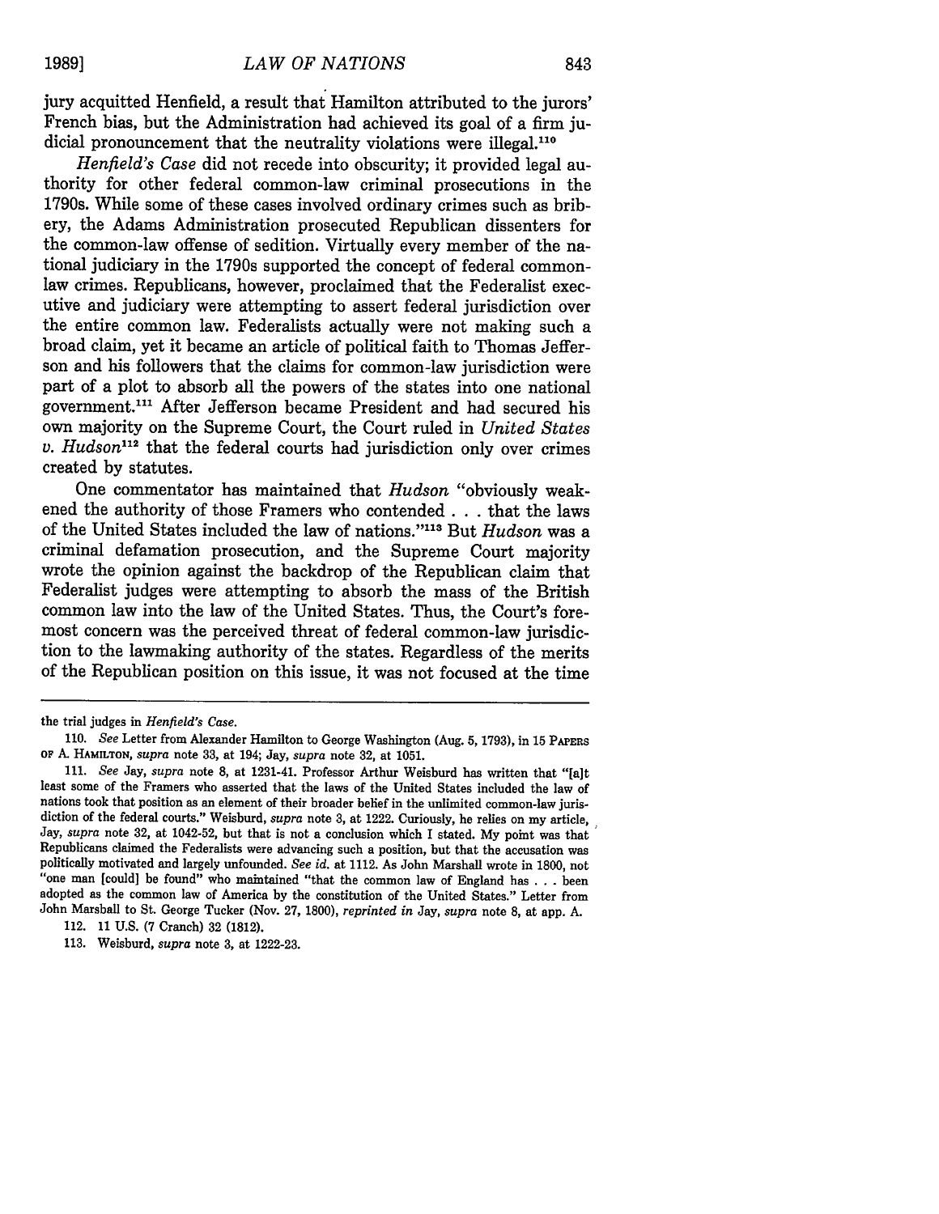jury acquitted Henfield, a result that Hamilton attributed to the jurors' French bias, but the Administration had achieved its goal of a firm judicial pronouncement that the neutrality violations were illegal.[110]

*Henfield's Case* did not recede into obscurity; it provided legal authority for other federal common-law criminal prosecutions in the 1790s. While some of these cases involved ordinary crimes such as bribery, the Adams Administration prosecuted Republican dissenters for the common-law offense of sedition. Virtually every member of the national judiciary in the 1790s supported the concept of federal common-law crimes. Republicans, however, proclaimed that the Federalist executive and judiciary were attempting to assert federal jurisdiction over the entire common law. Federalists actually were not making such a broad claim, yet it became an article of political faith to Thomas Jefferson and his followers that the claims for common-law jurisdiction were part of a plot to absorb all the powers of the states into one national government.[111] After Jefferson became President and had secured his own majority on the Supreme Court, the Court ruled in *United States v. Hudson*[112] that the federal courts had jurisdiction only over crimes created by statutes.

One commentator has maintained that *Hudson* "obviously weakened the authority of those Framers who contended . . . that the laws of the United States included the law of nations."[113] But *Hudson* was a criminal defamation prosecution, and the Supreme Court majority wrote the opinion against the backdrop of the Republican claim that Federalist judges were attempting to absorb the mass of the British common law into the law of the United States. Thus, the Court's foremost concern was the perceived threat of federal common-law jurisdiction to the lawmaking authority of the states. Regardless of the merits of the Republican position on this issue, it was not focused at the time

---

the trial judges in *Henfield's Case*.

110. *See* Letter from Alexander Hamilton to George Washington (Aug. 5, 1793), in 15 PAPERS OF A. HAMILTON, *supra* note 33, at 194; Jay, *supra* note 32, at 1051.

111. *See* Jay, *supra* note 8, at 1231-41. Professor Arthur Weisburd has written that "[a]t least some of the Framers who asserted that the laws of the United States included the law of nations took that position as an element of their broader belief in the unlimited common-law jurisdiction of the federal courts." Weisburd, *supra* note 3, at 1222. Curiously, he relies on my article, Jay, *supra* note 32, at 1042-52, but that is not a conclusion which I stated. My point was that Republicans claimed the Federalists were advancing such a position, but that the accusation was politically motivated and largely unfounded. *See id.* at 1112. As John Marshall wrote in 1800, not "one man [could] be found" who maintained "that the common law of England has . . . been adopted as the common law of America by the constitution of the United States." Letter from John Marsball to St. George Tucker (Nov. 27, 1800), *reprinted in* Jay, *supra* note 8, at app. A.

112. 11 U.S. (7 Cranch) 32 (1812).

113. Weisburd, *supra* note 3, at 1222-23.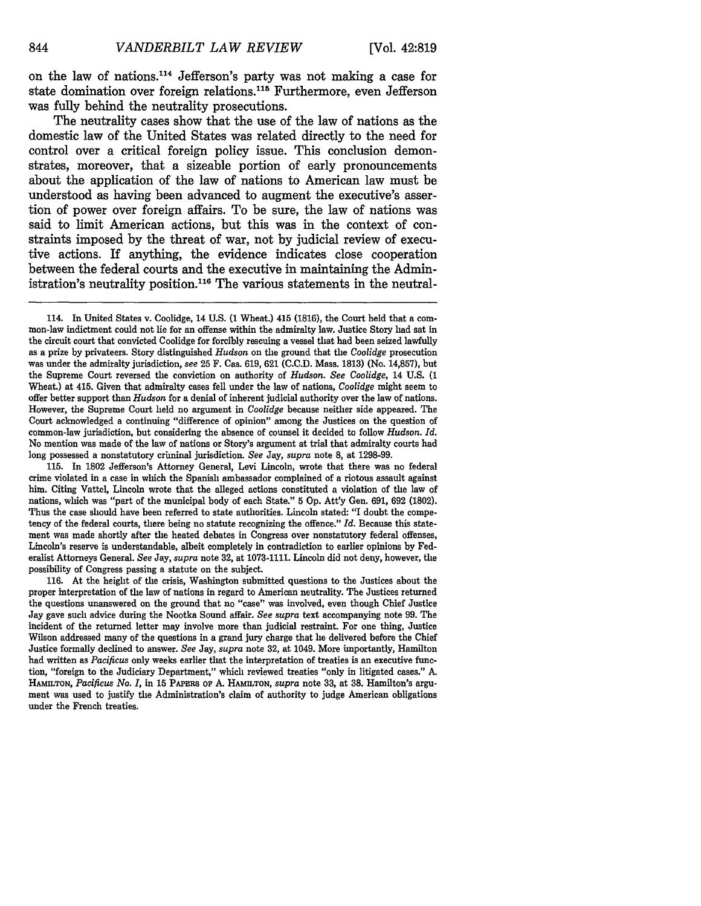on the law of nations.[114] Jefferson's party was not making a case for state domination over foreign relations.[115] Furthermore, even Jefferson was fully behind the neutrality prosecutions.

The neutrality cases show that the use of the law of nations as the domestic law of the United States was related directly to the need for control over a critical foreign policy issue. This conclusion demonstrates, moreover, that a sizeable portion of early pronouncements about the application of the law of nations to American law must be understood as having been advanced to augment the executive's assertion of power over foreign affairs. To be sure, the law of nations was said to limit American actions, but this was in the context of constraints imposed by the threat of war, not by judicial review of executive actions. If anything, the evidence indicates close cooperation between the federal courts and the executive in maintaining the Administration's neutrality position.[116] The various statements in the neutral-

---

114. In United States v. Coolidge, 14 U.S. (1 Wheat.) 415 (1816), the Court held that a common-law indictment could not lie for an offense within the admiralty law. Justice Story had sat in the circuit court that convicted Coolidge for forcibly rescuing a vessel that had been seized lawfully as a prize by privateers. Story distinguished *Hudson* on the ground that the *Coolidge* prosecution was under the admiralty jurisdiction, *see* 25 F. Cas. 619, 621 (C.C.D. Mass. 1813) (No. 14,857), but the Supreme Court reversed the conviction on authority of *Hudson*. *See Coolidge*, 14 U.S. (1 Wheat.) at 415. Given that admiralty cases fell under the law of nations, *Coolidge* might seem to offer better support than *Hudson* for a denial of inherent judicial authority over the law of nations. However, the Supreme Court held no argument in *Coolidge* because neither side appeared. The Court acknowledged a continuing "difference of opinion" among the Justices on the question of common-law jurisdiction, but considering the absence of counsel it decided to follow *Hudson*. *Id.* No mention was made of the law of nations or Story's argument at trial that admiralty courts had long possessed a nonstatutory criminal jurisdiction. *See* Jay, *supra* note 8, at 1298-99.

115. In 1802 Jefferson's Attorney General, Levi Lincoln, wrote that there was no federal crime violated in a case in which the Spanish ambassador complained of a riotous assault against him. Citing Vattel, Lincoln wrote that the alleged actions constituted a violation of the law of nations, which was "part of the municipal body of each State." 5 Op. Att'y Gen. 691, 692 (1802). Thus the case should have been referred to state authorities. Lincoln stated: "I doubt the competency of the federal courts, there being no statute recognizing the offence." *Id.* Because this statement was made shortly after the heated debates in Congress over nonstatutory federal offenses, Lincoln's reserve is understandable, albeit completely in contradiction to earlier opinions by Federalist Attorneys General. *See* Jay, *supra* note 32, at 1073-1111. Lincoln did not deny, however, the possibility of Congress passing a statute on the subject.

116. At the height of the crisis, Washington submitted questions to the Justices about the proper interpretation of the law of nations in regard to American neutrality. The Justices returned the questions unanswered on the ground that no "case" was involved, even though Chief Justice Jay gave such advice during the Nootka Sound affair. *See supra* text accompanying note 99. The incident of the returned letter may involve more than judicial restraint. For one thing, Justice Wilson addressed many of the questions in a grand jury charge that he delivered before the Chief Justice formally declined to answer. *See* Jay, *supra* note 32, at 1049. More importantly, Hamilton had written as *Pacificus* only weeks earlier that the interpretation of treaties is an executive function, "foreign to the Judiciary Department," which reviewed treaties "only in litigated cases." A. HAMILTON, *Pacificus No. I*, in 15 PAPERS OF A. HAMILTON, *supra* note 33, at 38. Hamilton's argument was used to justify the Administration's claim of authority to judge American obligations under the French treaties.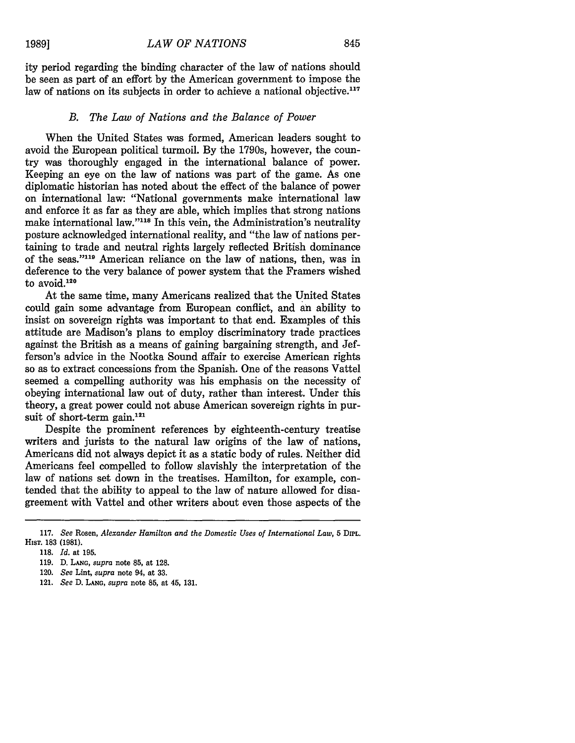ity period regarding the binding character of the law of nations should be seen as part of an effort by the American government to impose the law of nations on its subjects in order to achieve a national objective.[117]

### *B. The Law of Nations and the Balance of Power*

When the United States was formed, American leaders sought to avoid the European political turmoil. By the 1790s, however, the country was thoroughly engaged in the international balance of power. Keeping an eye on the law of nations was part of the game. As one diplomatic historian has noted about the effect of the balance of power on international law: "National governments make international law and enforce it as far as they are able, which implies that strong nations make international law."[118] In this vein, the Administration's neutrality posture acknowledged international reality, and "the law of nations pertaining to trade and neutral rights largely reflected British dominance of the seas."[119] American reliance on the law of nations, then, was in deference to the very balance of power system that the Framers wished to avoid.[120]

At the same time, many Americans realized that the United States could gain some advantage from European conflict, and an ability to insist on sovereign rights was important to that end. Examples of this attitude are Madison's plans to employ discriminatory trade practices against the British as a means of gaining bargaining strength, and Jefferson's advice in the Nootka Sound affair to exercise American rights so as to extract concessions from the Spanish. One of the reasons Vattel seemed a compelling authority was his emphasis on the necessity of obeying international law out of duty, rather than interest. Under this theory, a great power could not abuse American sovereign rights in pursuit of short-term gain.[121]

Despite the prominent references by eighteenth-century treatise writers and jurists to the natural law origins of the law of nations, Americans did not always depict it as a static body of rules. Neither did Americans feel compelled to follow slavishly the interpretation of the law of nations set down in the treatises. Hamilton, for example, contended that the ability to appeal to the law of nature allowed for disagreement with Vattel and other writers about even those aspects of the

---

117. *See* Rosen, *Alexander Hamilton and the Domestic Uses of International Law*, 5 DIPL. HIST. 183 (1981).

118. *Id.* at 195.

119. D. LANG, *supra* note 85, at 128.

120. *See* Lint, *supra* note 94, at 33.

121. *See* D. LANG, *supra* note 85, at 45, 131.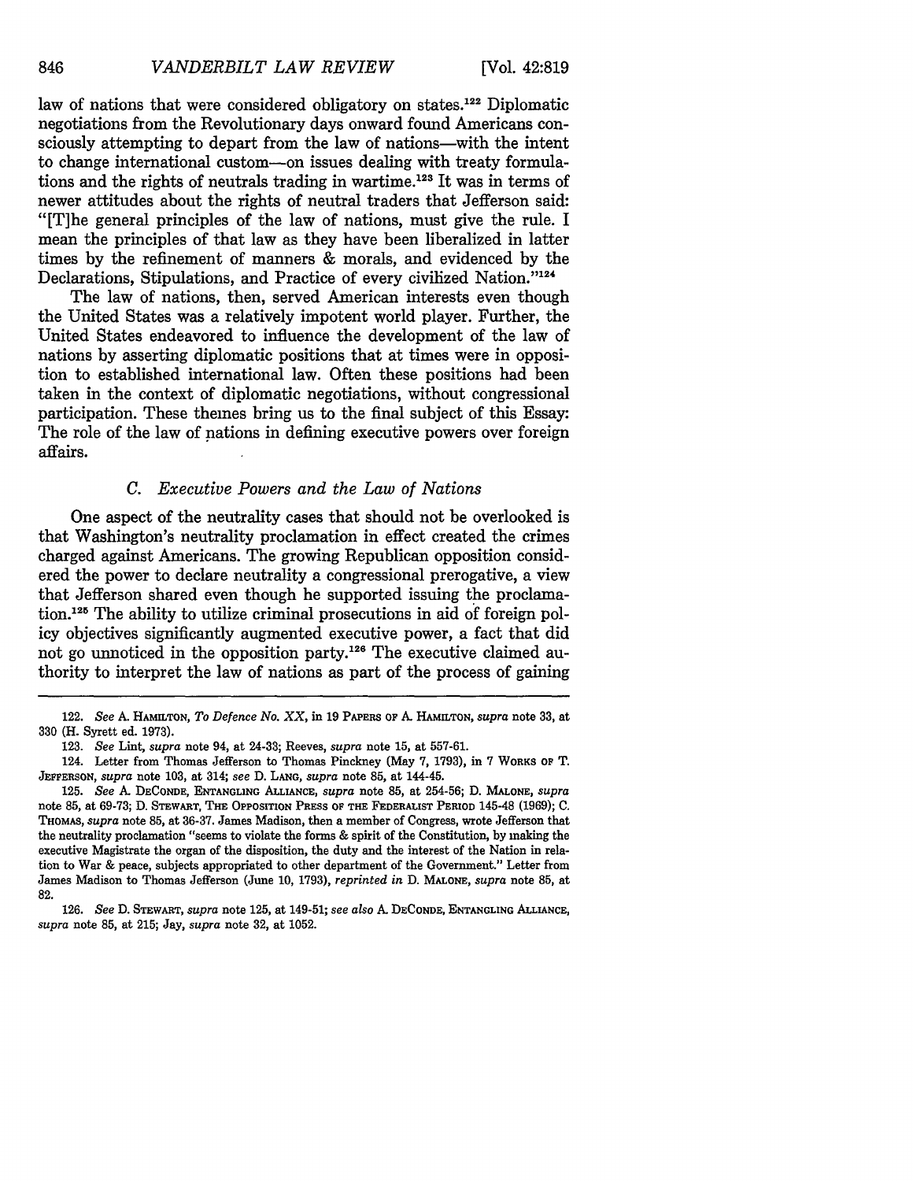law of nations that were considered obligatory on states.[122] Diplomatic negotiations from the Revolutionary days onward found Americans consciously attempting to depart from the law of nations—with the intent to change international custom—on issues dealing with treaty formulations and the rights of neutrals trading in wartime.[123] It was in terms of newer attitudes about the rights of neutral traders that Jefferson said: "[T]he general principles of the law of nations, must give the rule. I mean the principles of that law as they have been liberalized in latter times by the refinement of manners & morals, and evidenced by the Declarations, Stipulations, and Practice of every civilized Nation."[124]

The law of nations, then, served American interests even though the United States was a relatively impotent world player. Further, the United States endeavored to influence the development of the law of nations by asserting diplomatic positions that at times were in opposition to established international law. Often these positions had been taken in the context of diplomatic negotiations, without congressional participation. These themes bring us to the final subject of this Essay: The role of the law of nations in defining executive powers over foreign affairs.

### *C. Executive Powers and the Law of Nations*

One aspect of the neutrality cases that should not be overlooked is that Washington's neutrality proclamation in effect created the crimes charged against Americans. The growing Republican opposition considered the power to declare neutrality a congressional prerogative, a view that Jefferson shared even though he supported issuing the proclamation.[125] The ability to utilize criminal prosecutions in aid of foreign policy objectives significantly augmented executive power, a fact that did not go unnoticed in the opposition party.[126] The executive claimed authority to interpret the law of nations as part of the process of gaining

---

122. *See* A. HAMILTON, *To Defence No. XX*, in 19 PAPERS OF A. HAMILTON, *supra* note 33, at 330 (H. Syrett ed. 1973).

123. *See* Lint, *supra* note 94, at 24-33; Reeves, *supra* note 15, at 557-61.

124. Letter from Thomas Jefferson to Thomas Pinckney (May 7, 1793), in 7 WORKS OF T. JEFFERSON, *supra* note 103, at 314; *see* D. LANG, *supra* note 85, at 144-45.

125. *See* A. DECONDE, ENTANGLING ALLIANCE, *supra* note 85, at 254-56; D. MALONE, *supra* note 85, at 69-73; D. STEWART, THE OPPOSITION PRESS OF THE FEDERALIST PERIOD 145-48 (1969); C. THOMAS, *supra* note 85, at 36-37. James Madison, then a member of Congress, wrote Jefferson that the neutrality proclamation "seems to violate the forms & spirit of the Constitution, by making the executive Magistrate the organ of the disposition, the duty and the interest of the Nation in relation to War & peace, subjects appropriated to other department of the Government." Letter from James Madison to Thomas Jefferson (June 10, 1793), *reprinted in* D. MALONE, *supra* note 85, at 82.

126. *See* D. STEWART, *supra* note 125, at 149-51; *see also* A. DECONDE, ENTANGLING ALLIANCE, *supra* note 85, at 215; Jay, *supra* note 32, at 1052.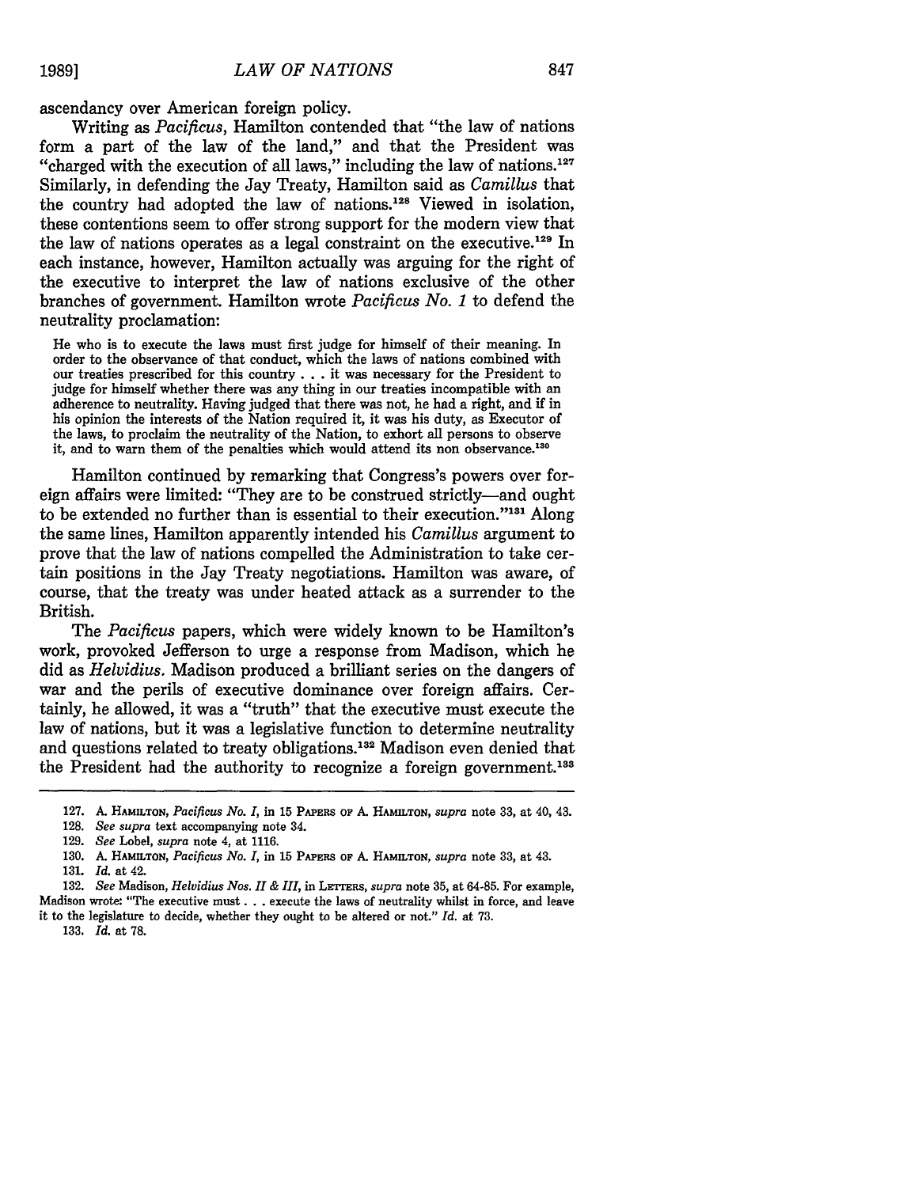ascendancy over American foreign policy.

Writing as *Pacificus*, Hamilton contended that "the law of nations form a part of the law of the land," and that the President was "charged with the execution of all laws," including the law of nations.[127] Similarly, in defending the Jay Treaty, Hamilton said as *Camillus* that the country had adopted the law of nations.[128] Viewed in isolation, these contentions seem to offer strong support for the modern view that the law of nations operates as a legal constraint on the executive.[129] In each instance, however, Hamilton actually was arguing for the right of the executive to interpret the law of nations exclusive of the other branches of government. Hamilton wrote *Pacificus No. 1* to defend the neutrality proclamation:

> He who is to execute the laws must first judge for himself of their meaning. In order to the observance of that conduct, which the laws of nations combined with our treaties prescribed for this country . . . it was necessary for the President to judge for himself whether there was any thing in our treaties incompatible with an adherence to neutrality. Having judged that there was not, he had a right, and if in his opinion the interests of the Nation required it, it was his duty, as Executor of the laws, to proclaim the neutrality of the Nation, to exhort all persons to observe it, and to warn them of the penalties which would attend its non observance.[130]

Hamilton continued by remarking that Congress's powers over foreign affairs were limited: "They are to be construed strictly—and ought to be extended no further than is essential to their execution."[131] Along the same lines, Hamilton apparently intended his *Camillus* argument to prove that the law of nations compelled the Administration to take certain positions in the Jay Treaty negotiations. Hamilton was aware, of course, that the treaty was under heated attack as a surrender to the British.

The *Pacificus* papers, which were widely known to be Hamilton's work, provoked Jefferson to urge a response from Madison, which he did as *Helvidius*. Madison produced a brilliant series on the dangers of war and the perils of executive dominance over foreign affairs. Certainly, he allowed, it was a "truth" that the executive must execute the law of nations, but it was a legislative function to determine neutrality and questions related to treaty obligations.[132] Madison even denied that the President had the authority to recognize a foreign government.[133]

---

127. A. Hamilton, *Pacificus No. I*, in 15 Papers of A. Hamilton, *supra* note 33, at 40, 43.

128. *See supra* text accompanying note 34.

129. *See* Lobel, *supra* note 4, at 1116.

130. A. Hamilton, *Pacificus No. I*, in 15 Papers of A. Hamilton, *supra* note 33, at 43.

131. *Id.* at 42.

132. *See* Madison, *Helvidius Nos. II & III*, in Letters, *supra* note 35, at 64-85. For example, Madison wrote: "The executive must . . . execute the laws of neutrality whilst in force, and leave it to the legislature to decide, whether they ought to be altered or not." *Id.* at 73.

133. *Id.* at 78.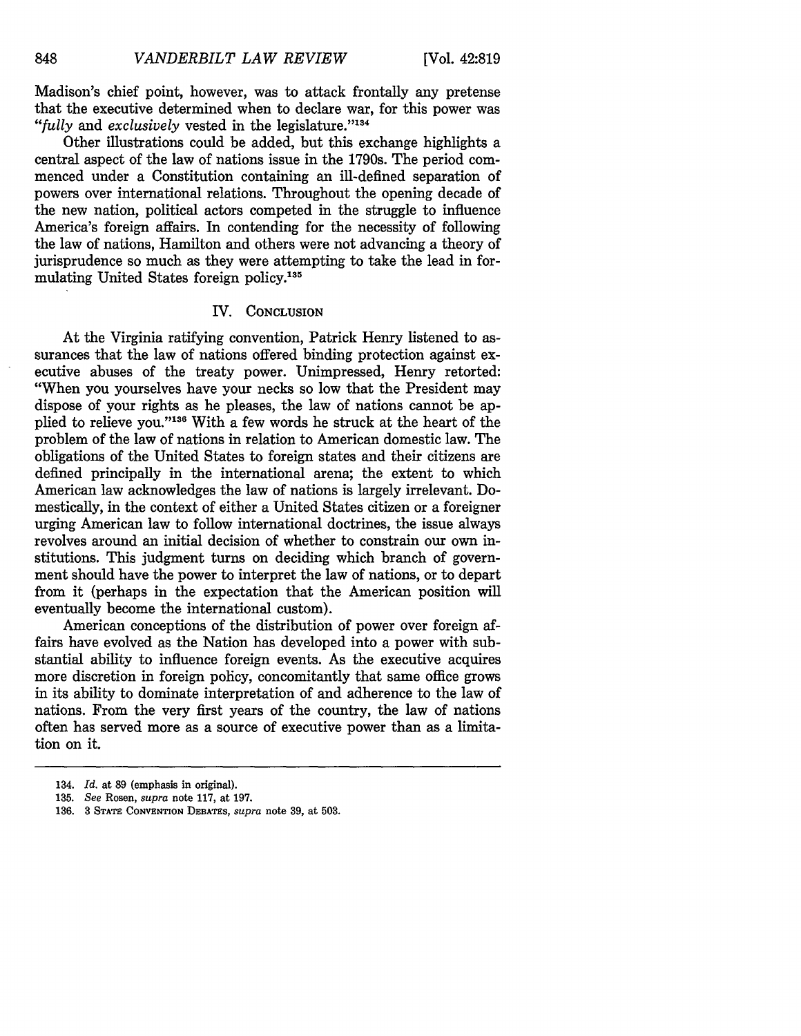Madison's chief point, however, was to attack frontally any pretense that the executive determined when to declare war, for this power was "*fully* and *exclusively* vested in the legislature."[134]

Other illustrations could be added, but this exchange highlights a central aspect of the law of nations issue in the 1790s. The period commenced under a Constitution containing an ill-defined separation of powers over international relations. Throughout the opening decade of the new nation, political actors competed in the struggle to influence America's foreign affairs. In contending for the necessity of following the law of nations, Hamilton and others were not advancing a theory of jurisprudence so much as they were attempting to take the lead in formulating United States foreign policy.[135]

## IV. Conclusion

At the Virginia ratifying convention, Patrick Henry listened to assurances that the law of nations offered binding protection against executive abuses of the treaty power. Unimpressed, Henry retorted: "When you yourselves have your necks so low that the President may dispose of your rights as he pleases, the law of nations cannot be applied to relieve you."[136] With a few words he struck at the heart of the problem of the law of nations in relation to American domestic law. The obligations of the United States to foreign states and their citizens are defined principally in the international arena; the extent to which American law acknowledges the law of nations is largely irrelevant. Domestically, in the context of either a United States citizen or a foreigner urging American law to follow international doctrines, the issue always revolves around an initial decision of whether to constrain our own institutions. This judgment turns on deciding which branch of government should have the power to interpret the law of nations, or to depart from it (perhaps in the expectation that the American position will eventually become the international custom).

American conceptions of the distribution of power over foreign affairs have evolved as the Nation has developed into a power with substantial ability to influence foreign events. As the executive acquires more discretion in foreign policy, concomitantly that same office grows in its ability to dominate interpretation of and adherence to the law of nations. From the very first years of the country, the law of nations often has served more as a source of executive power than as a limitation on it.

---

134. *Id.* at 89 (emphasis in original).

135. *See* Rosen, *supra* note 117, at 197.

136. 3 State Convention Debates, *supra* note 39, at 503.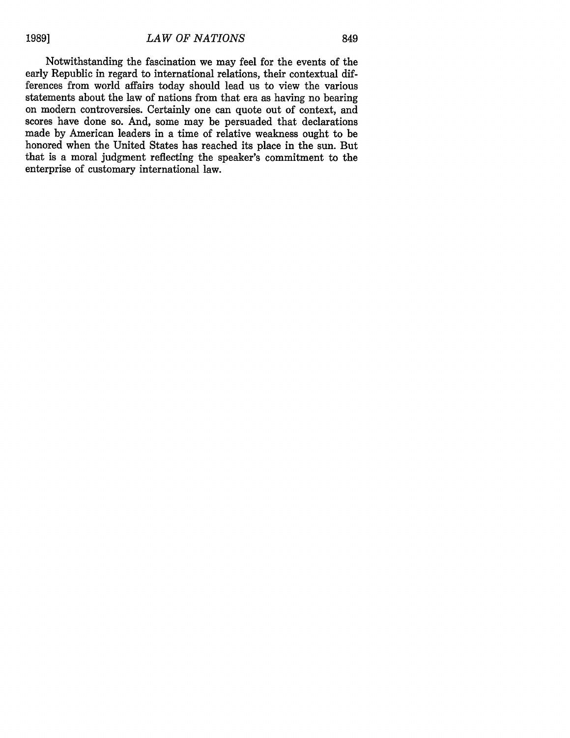Notwithstanding the fascination we may feel for the events of the early Republic in regard to international relations, their contextual differences from world affairs today should lead us to view the various statements about the law of nations from that era as having no bearing on modern controversies. Certainly one can quote out of context, and scores have done so. And, some may be persuaded that declarations made by American leaders in a time of relative weakness ought to be honored when the United States has reached its place in the sun. But that is a moral judgment reflecting the speaker's commitment to the enterprise of customary international law.